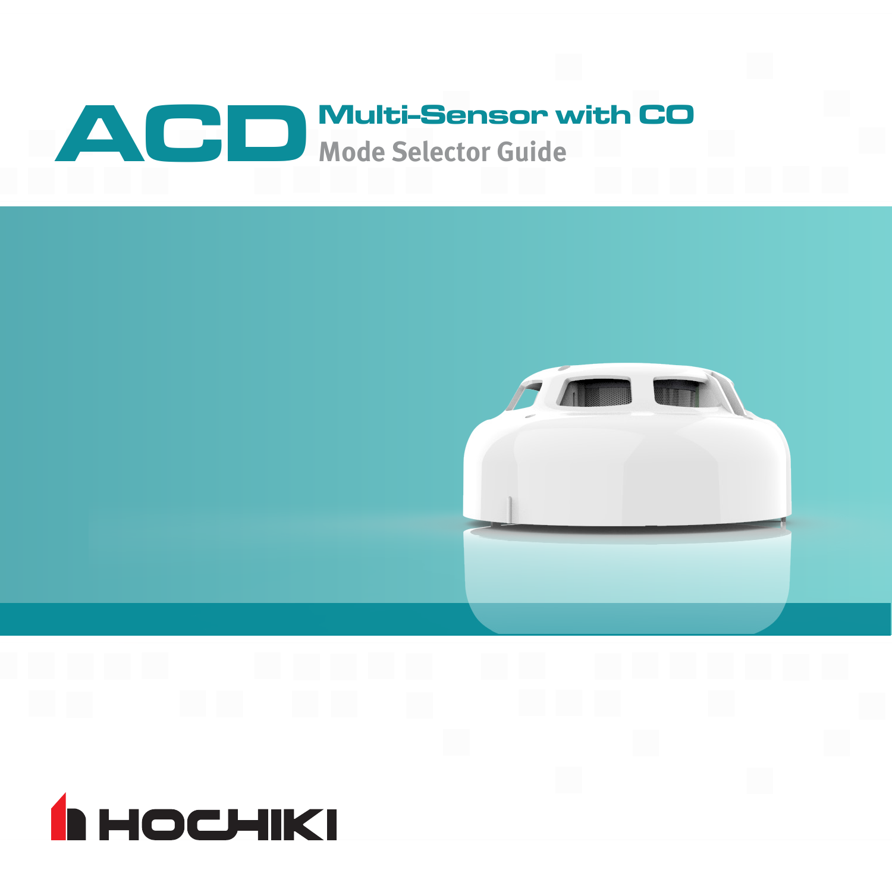# ACD Multi-Sensor with CO

## Mode Selector Guide

HOCHIKI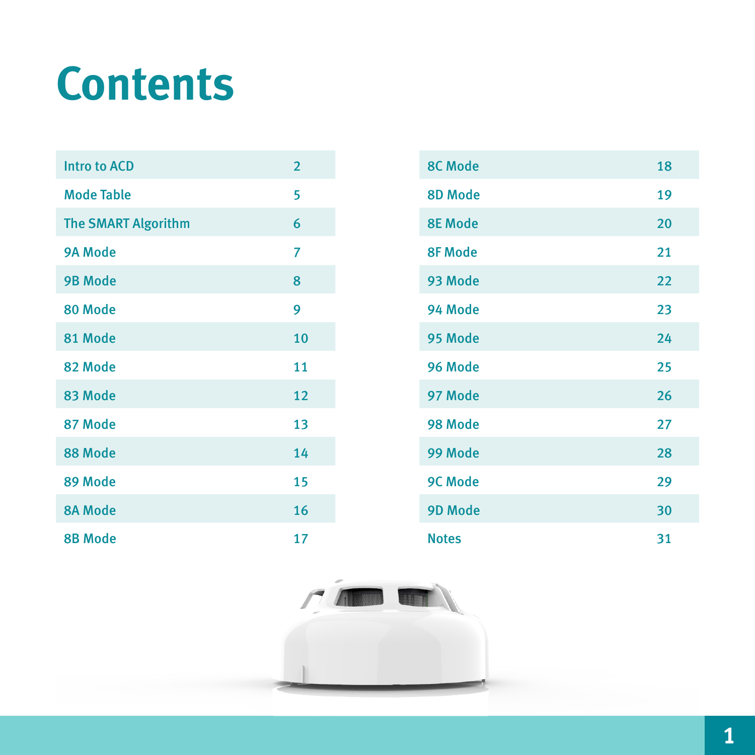# Contents

| | |
|---|---|
| Intro to ACD | 2 |
| Mode Table | 5 |
| The SMART Algorithm | 6 |
| 9A Mode | 7 |
| 9B Mode | 8 |
| 80 Mode | 9 |
| 81 Mode | 10 |
| 82 Mode | 11 |
| 83 Mode | 12 |
| 87 Mode | 13 |
| 88 Mode | 14 |
| 89 Mode | 15 |
| 8A Mode | 16 |
| 8B Mode | 17 |
| 8C Mode | 18 |
| 8D Mode | 19 |
| 8E Mode | 20 |
| 8F Mode | 21 |
| 93 Mode | 22 |
| 94 Mode | 23 |
| 95 Mode | 24 |
| 96 Mode | 25 |
| 97 Mode | 26 |
| 98 Mode | 27 |
| 99 Mode | 28 |
| 9C Mode | 29 |
| 9D Mode | 30 |
| Notes | 31 |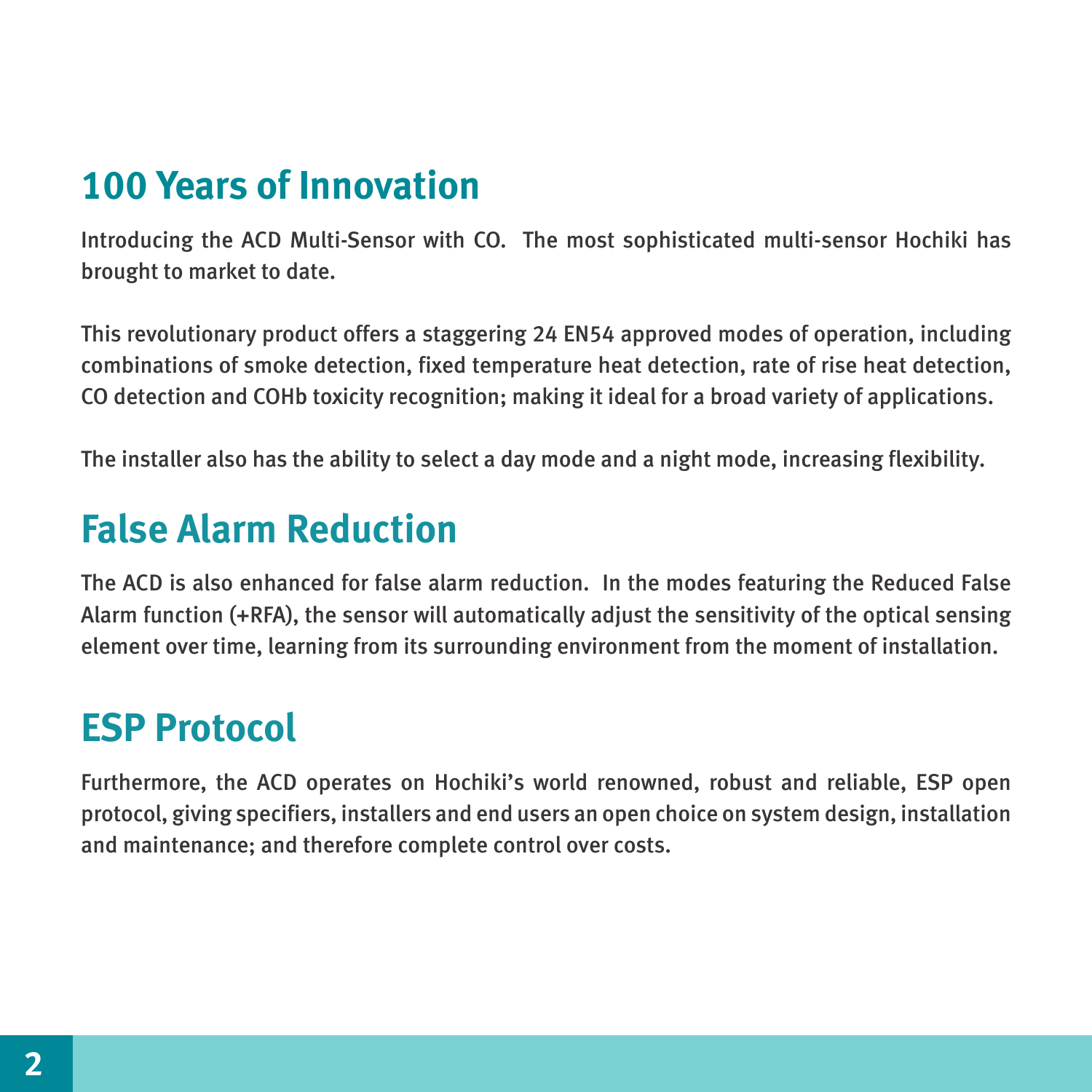## 100 Years of Innovation

Introducing the ACD Multi-Sensor with CO. The most sophisticated multi-sensor Hochiki has brought to market to date.

This revolutionary product offers a staggering 24 EN54 approved modes of operation, including combinations of smoke detection, fixed temperature heat detection, rate of rise heat detection, CO detection and COHb toxicity recognition; making it ideal for a broad variety of applications.

The installer also has the ability to select a day mode and a night mode, increasing flexibility.

## False Alarm Reduction

The ACD is also enhanced for false alarm reduction. In the modes featuring the Reduced False Alarm function (+RFA), the sensor will automatically adjust the sensitivity of the optical sensing element over time, learning from its surrounding environment from the moment of installation.

## ESP Protocol

Furthermore, the ACD operates on Hochiki's world renowned, robust and reliable, ESP open protocol, giving specifiers, installers and end users an open choice on system design, installation and maintenance; and therefore complete control over costs.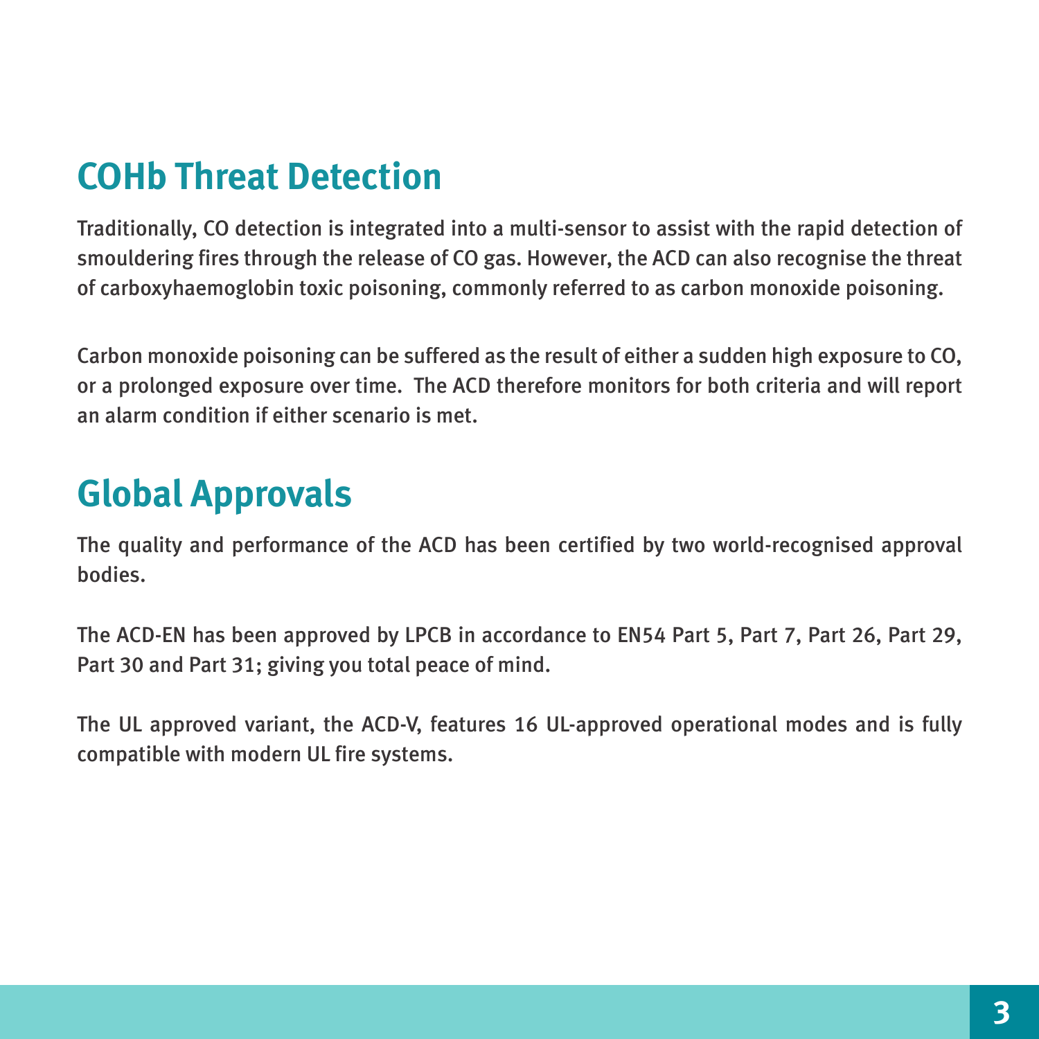## COHb Threat Detection

Traditionally, CO detection is integrated into a multi-sensor to assist with the rapid detection of smouldering fires through the release of CO gas. However, the ACD can also recognise the threat of carboxyhaemoglobin toxic poisoning, commonly referred to as carbon monoxide poisoning.

Carbon monoxide poisoning can be suffered as the result of either a sudden high exposure to CO, or a prolonged exposure over time. The ACD therefore monitors for both criteria and will report an alarm condition if either scenario is met.

## Global Approvals

The quality and performance of the ACD has been certified by two world-recognised approval bodies.

The ACD-EN has been approved by LPCB in accordance to EN54 Part 5, Part 7, Part 26, Part 29, Part 30 and Part 31; giving you total peace of mind.

The UL approved variant, the ACD-V, features 16 UL-approved operational modes and is fully compatible with modern UL fire systems.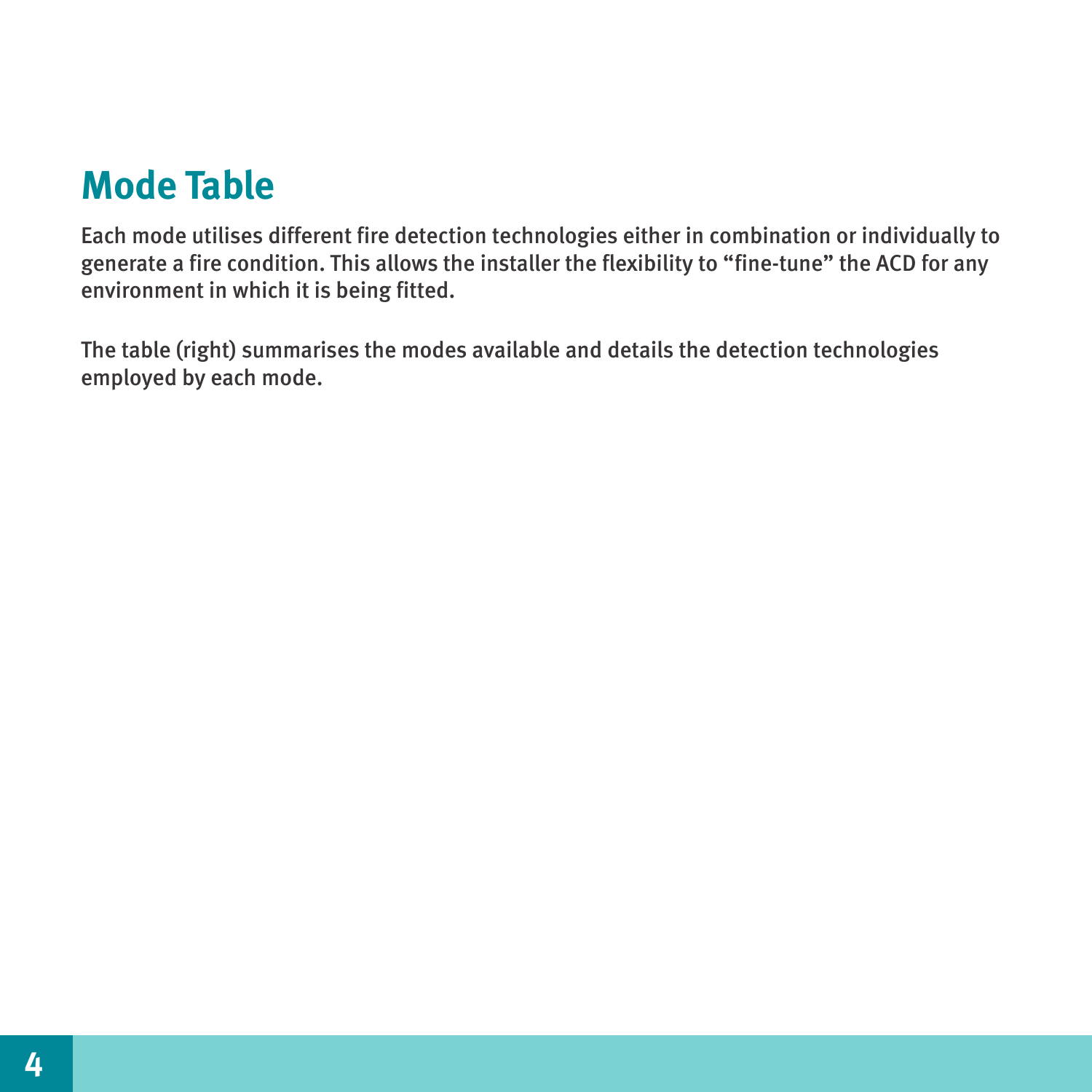## Mode Table

Each mode utilises different fire detection technologies either in combination or individually to generate a fire condition. This allows the installer the flexibility to “fine-tune” the ACD for any environment in which it is being fitted.

The table (right) summarises the modes available and details the detection technologies employed by each mode.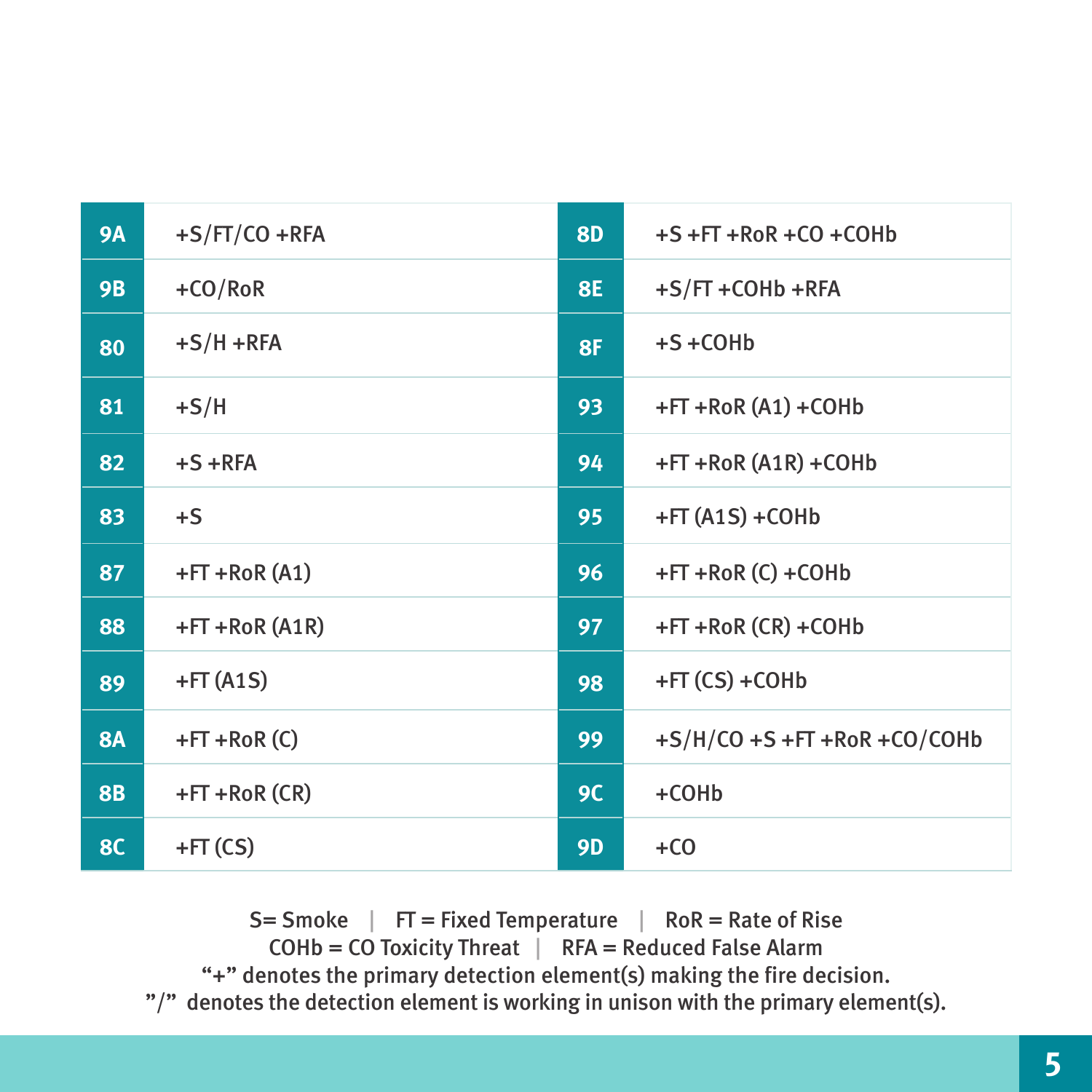| | | | |
|---|---|---|---|
| 9A | +S/FT/CO +RFA | 8D | +S +FT +RoR +CO +COHb |
| 9B | +CO/RoR | 8E | +S/FT +COHb +RFA |
| 80 | +S/H +RFA | 8F | +S +COHb |
| 81 | +S/H | 93 | +FT +RoR (A1) +COHb |
| 82 | +S +RFA | 94 | +FT +RoR (A1R) +COHb |
| 83 | +S | 95 | +FT (A1S) +COHb |
| 87 | +FT +RoR (A1) | 96 | +FT +RoR (C) +COHb |
| 88 | +FT +RoR (A1R) | 97 | +FT +RoR (CR) +COHb |
| 89 | +FT (A1S) | 98 | +FT (CS) +COHb |
| 8A | +FT +RoR (C) | 99 | +S/H/CO +S +FT +RoR +CO/COHb |
| 8B | +FT +RoR (CR) | 9C | +COHb |
| 8C | +FT (CS) | 9D | +CO |

S= Smoke | FT = Fixed Temperature | RoR = Rate of Rise
COHb = CO Toxicity Threat | RFA = Reduced False Alarm
"+" denotes the primary detection element(s) making the fire decision.
"/" denotes the detection element is working in unison with the primary element(s).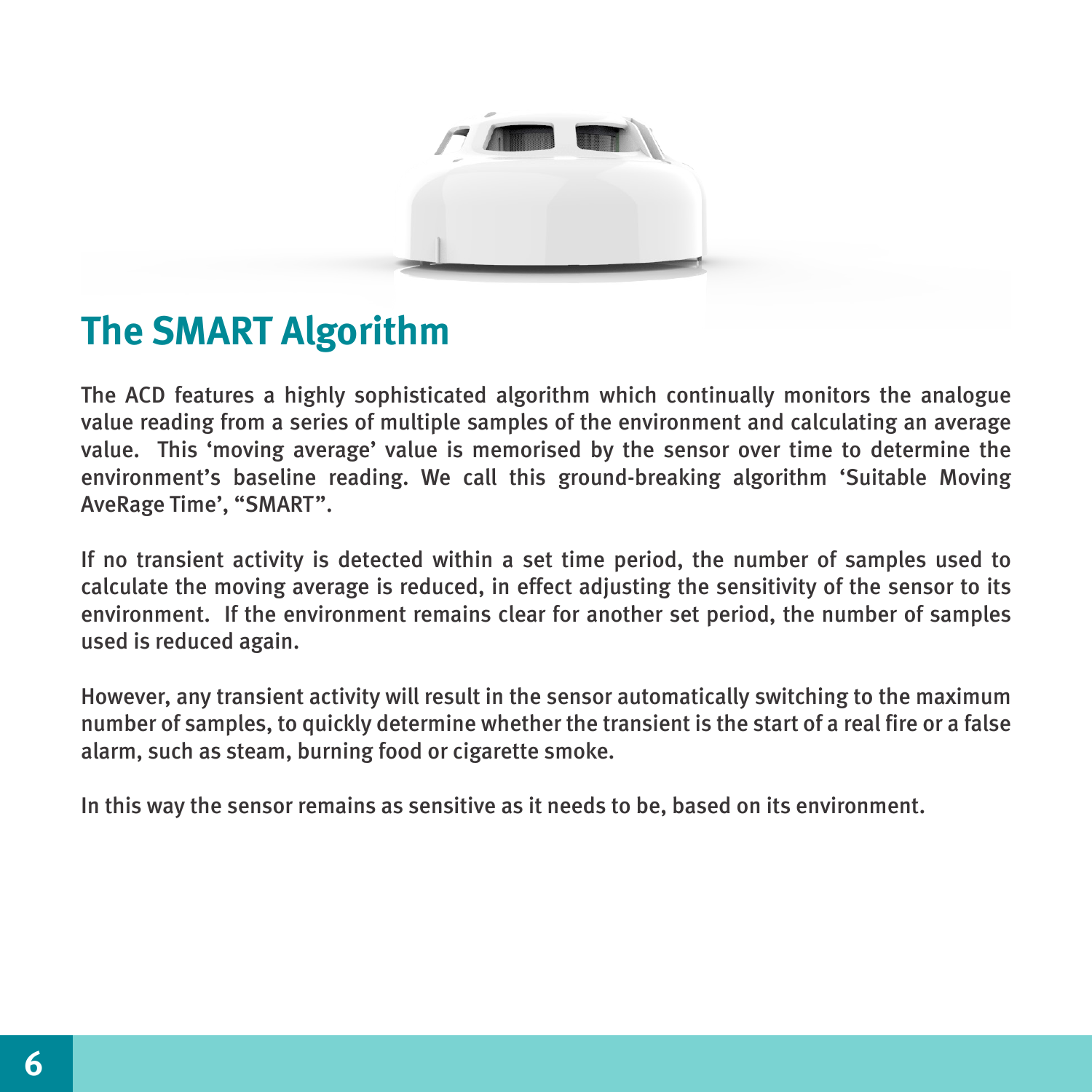## The SMART Algorithm

The ACD features a highly sophisticated algorithm which continually monitors the analogue value reading from a series of multiple samples of the environment and calculating an average value. This 'moving average' value is memorised by the sensor over time to determine the environment's baseline reading. We call this ground-breaking algorithm 'Suitable Moving AveRage Time', "SMART".

If no transient activity is detected within a set time period, the number of samples used to calculate the moving average is reduced, in effect adjusting the sensitivity of the sensor to its environment. If the environment remains clear for another set period, the number of samples used is reduced again.

However, any transient activity will result in the sensor automatically switching to the maximum number of samples, to quickly determine whether the transient is the start of a real fire or a false alarm, such as steam, burning food or cigarette smoke.

In this way the sensor remains as sensitive as it needs to be, based on its environment.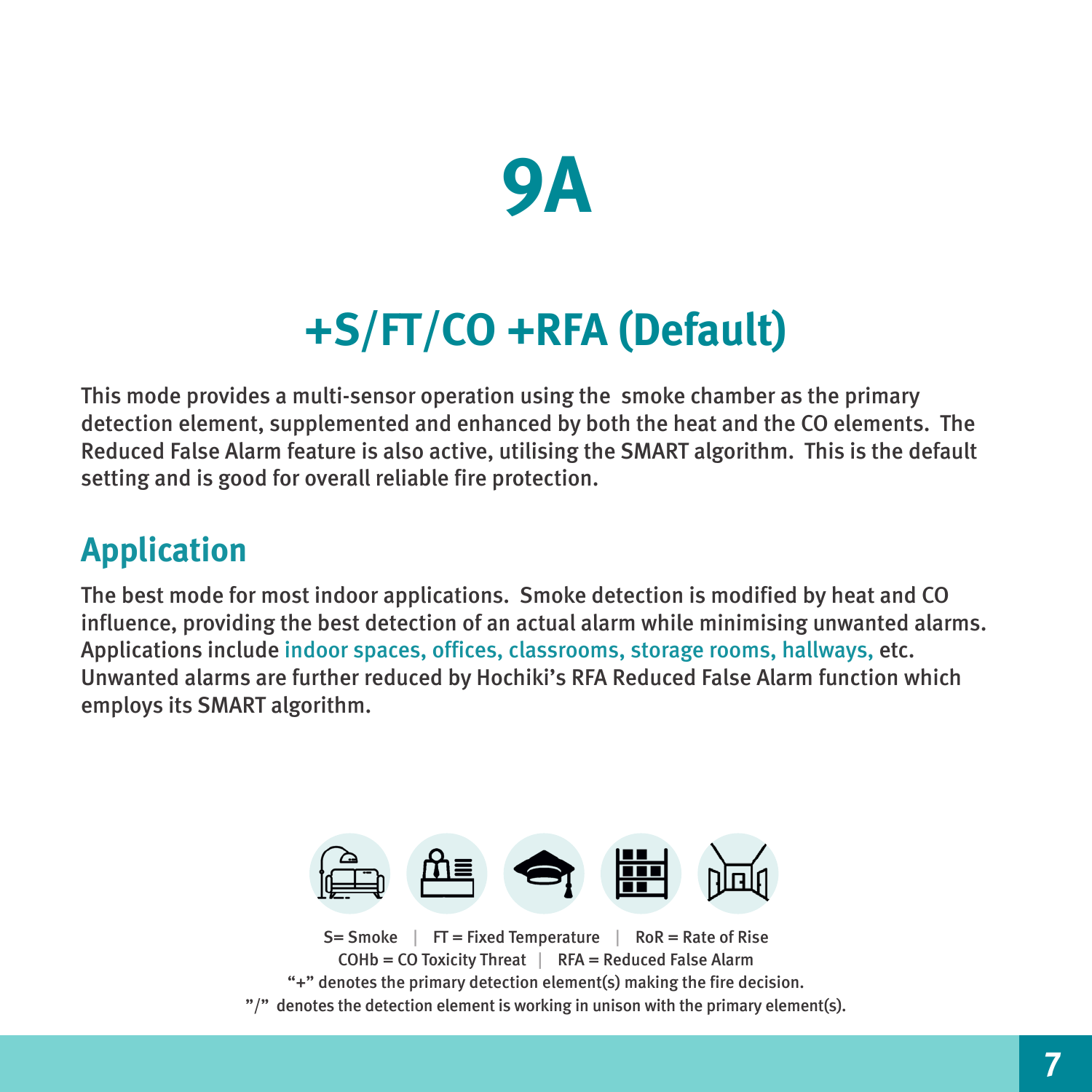# 9A

## +S/FT/CO +RFA (Default)

This mode provides a multi-sensor operation using the smoke chamber as the primary detection element, supplemented and enhanced by both the heat and the CO elements. The Reduced False Alarm feature is also active, utilising the SMART algorithm. This is the default setting and is good for overall reliable fire protection.

## Application

The best mode for most indoor applications. Smoke detection is modified by heat and CO influence, providing the best detection of an actual alarm while minimising unwanted alarms. Applications include indoor spaces, offices, classrooms, storage rooms, hallways, etc. Unwanted alarms are further reduced by Hochiki's RFA Reduced False Alarm function which employs its SMART algorithm.

S= Smoke | FT = Fixed Temperature | RoR = Rate of Rise
COHb = CO Toxicity Threat | RFA = Reduced False Alarm
"+" denotes the primary detection element(s) making the fire decision.
"/" denotes the detection element is working in unison with the primary element(s).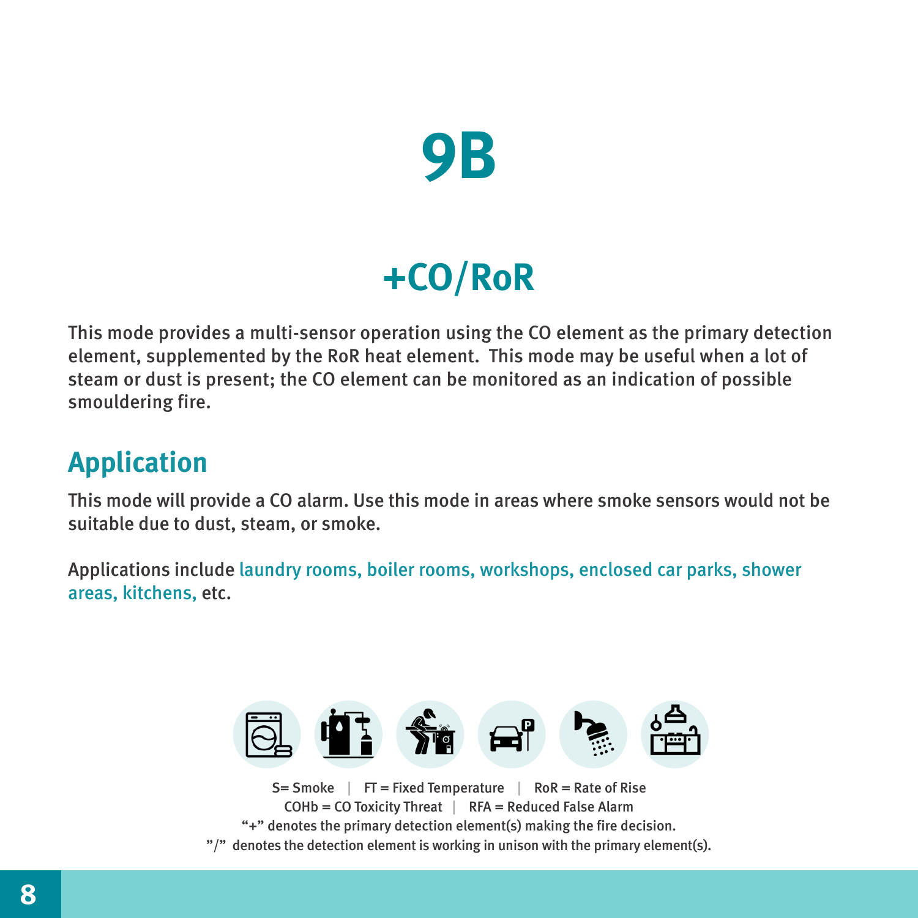# 9B

## +CO/RoR

This mode provides a multi-sensor operation using the CO element as the primary detection element, supplemented by the RoR heat element. This mode may be useful when a lot of steam or dust is present; the CO element can be monitored as an indication of possible smouldering fire.

## Application

This mode will provide a CO alarm. Use this mode in areas where smoke sensors would not be suitable due to dust, steam, or smoke.

Applications include laundry rooms, boiler rooms, workshops, enclosed car parks, shower areas, kitchens, etc.

S= Smoke | FT = Fixed Temperature | RoR = Rate of Rise
COHb = CO Toxicity Threat | RFA = Reduced False Alarm
"+" denotes the primary detection element(s) making the fire decision.
"/" denotes the detection element is working in unison with the primary element(s).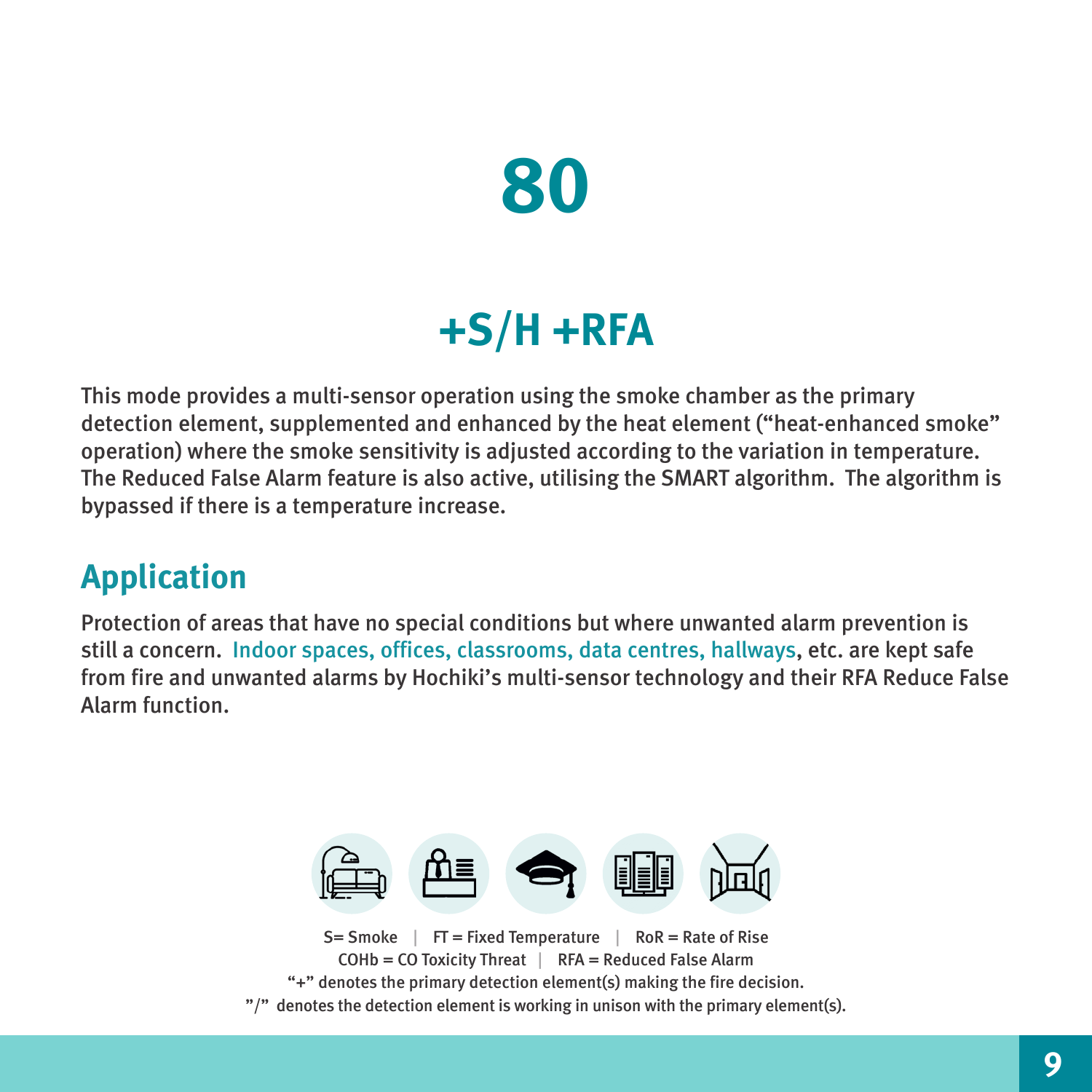# 80

## +S/H +RFA

This mode provides a multi-sensor operation using the smoke chamber as the primary detection element, supplemented and enhanced by the heat element ("heat-enhanced smoke" operation) where the smoke sensitivity is adjusted according to the variation in temperature. The Reduced False Alarm feature is also active, utilising the SMART algorithm. The algorithm is bypassed if there is a temperature increase.

## Application

Protection of areas that have no special conditions but where unwanted alarm prevention is still a concern. Indoor spaces, offices, classrooms, data centres, hallways, etc. are kept safe from fire and unwanted alarms by Hochiki's multi-sensor technology and their RFA Reduce False Alarm function.

S= Smoke | FT = Fixed Temperature | RoR = Rate of Rise
COHb = CO Toxicity Threat | RFA = Reduced False Alarm
"+" denotes the primary detection element(s) making the fire decision.
"/" denotes the detection element is working in unison with the primary element(s).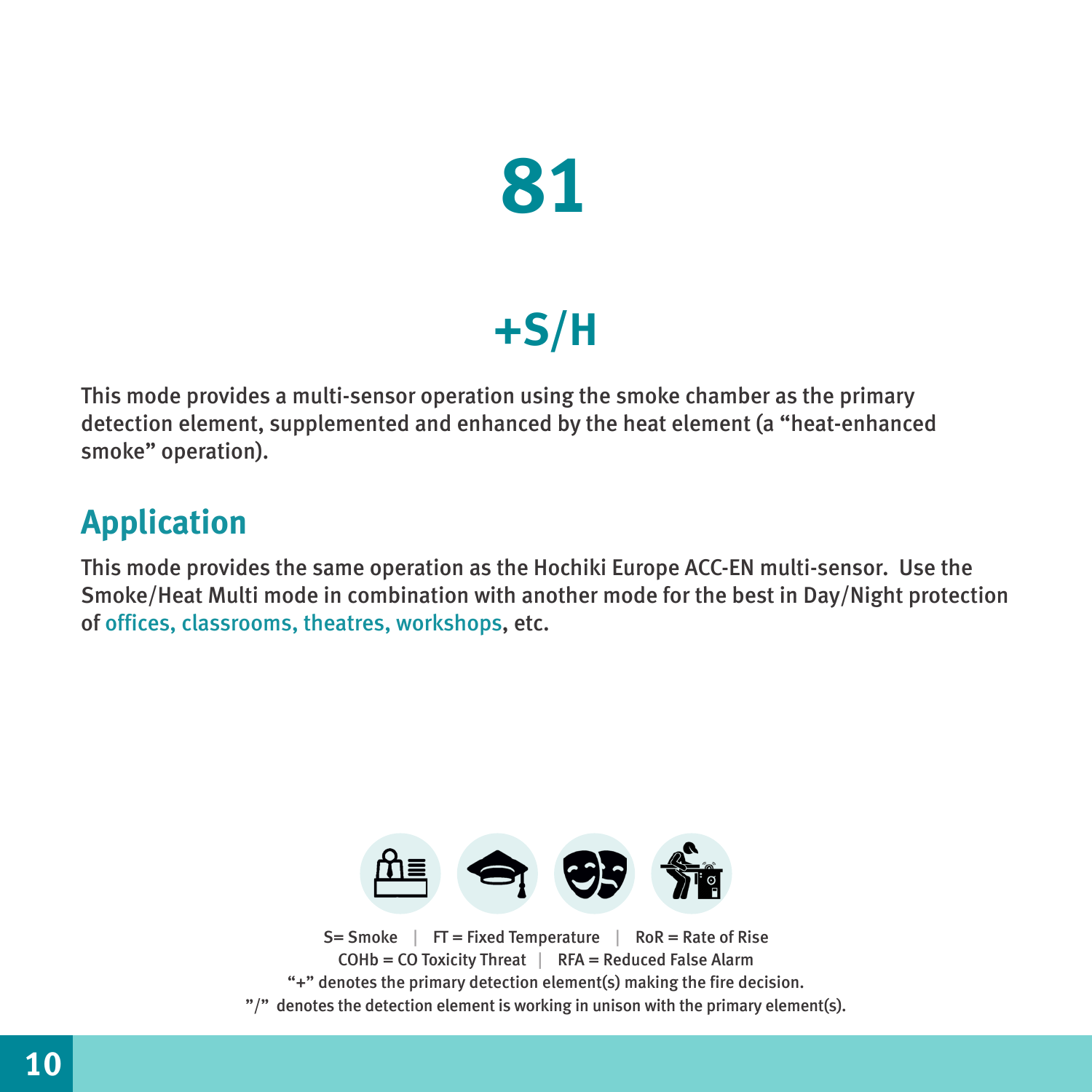# 81

## +S/H

This mode provides a multi-sensor operation using the smoke chamber as the primary detection element, supplemented and enhanced by the heat element (a “heat-enhanced smoke” operation).

## Application

This mode provides the same operation as the Hochiki Europe ACC-EN multi-sensor.  Use the Smoke/Heat Multi mode in combination with another mode for the best in Day/Night protection of offices, classrooms, theatres, workshops, etc.

S= Smoke | FT = Fixed Temperature | RoR = Rate of Rise
COHb = CO Toxicity Threat | RFA = Reduced False Alarm
“+” denotes the primary detection element(s) making the fire decision.
”/” denotes the detection element is working in unison with the primary element(s).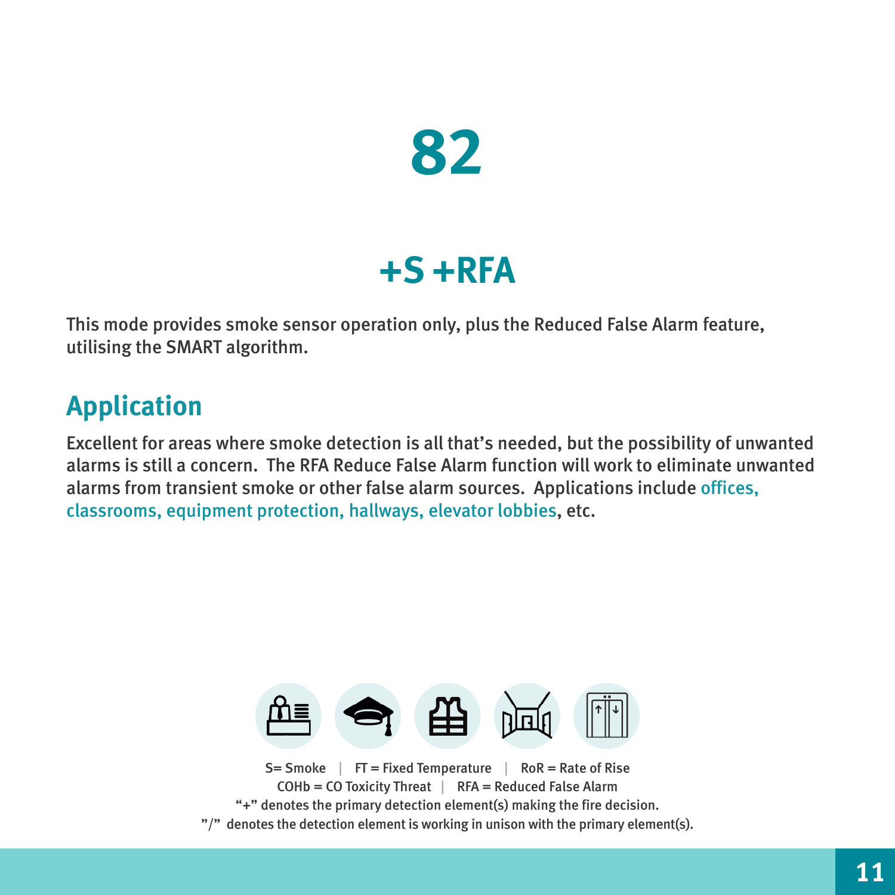# 82

## +S +RFA

This mode provides smoke sensor operation only, plus the Reduced False Alarm feature, utilising the SMART algorithm.

## Application

Excellent for areas where smoke detection is all that's needed, but the possibility of unwanted alarms is still a concern. The RFA Reduce False Alarm function will work to eliminate unwanted alarms from transient smoke or other false alarm sources. Applications include offices, classrooms, equipment protection, hallways, elevator lobbies, etc.

S= Smoke | FT = Fixed Temperature | RoR = Rate of Rise
COHb = CO Toxicity Threat | RFA = Reduced False Alarm
"+" denotes the primary detection element(s) making the fire decision.
"/" denotes the detection element is working in unison with the primary element(s).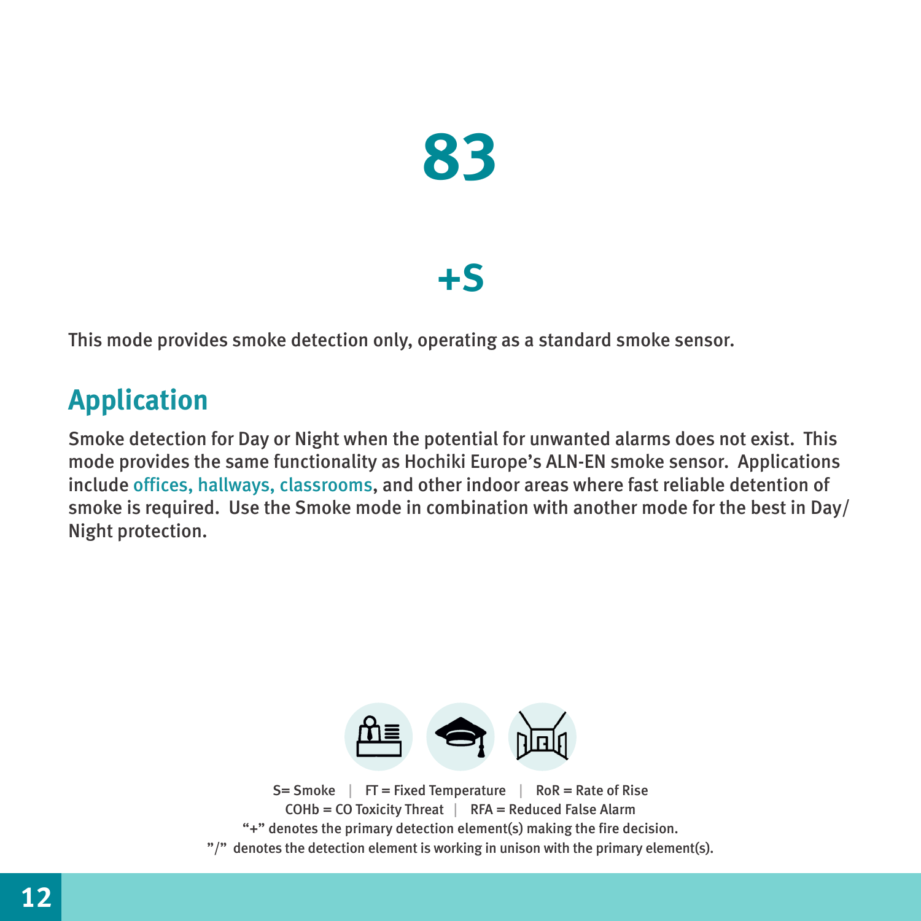# 83

## +S

This mode provides smoke detection only, operating as a standard smoke sensor.

## Application

Smoke detection for Day or Night when the potential for unwanted alarms does not exist. This mode provides the same functionality as Hochiki Europe's ALN-EN smoke sensor. Applications include offices, hallways, classrooms, and other indoor areas where fast reliable detention of smoke is required. Use the Smoke mode in combination with another mode for the best in Day/Night protection.

S= Smoke | FT = Fixed Temperature | RoR = Rate of Rise
COHb = CO Toxicity Threat | RFA = Reduced False Alarm
"+" denotes the primary detection element(s) making the fire decision.
"/" denotes the detection element is working in unison with the primary element(s).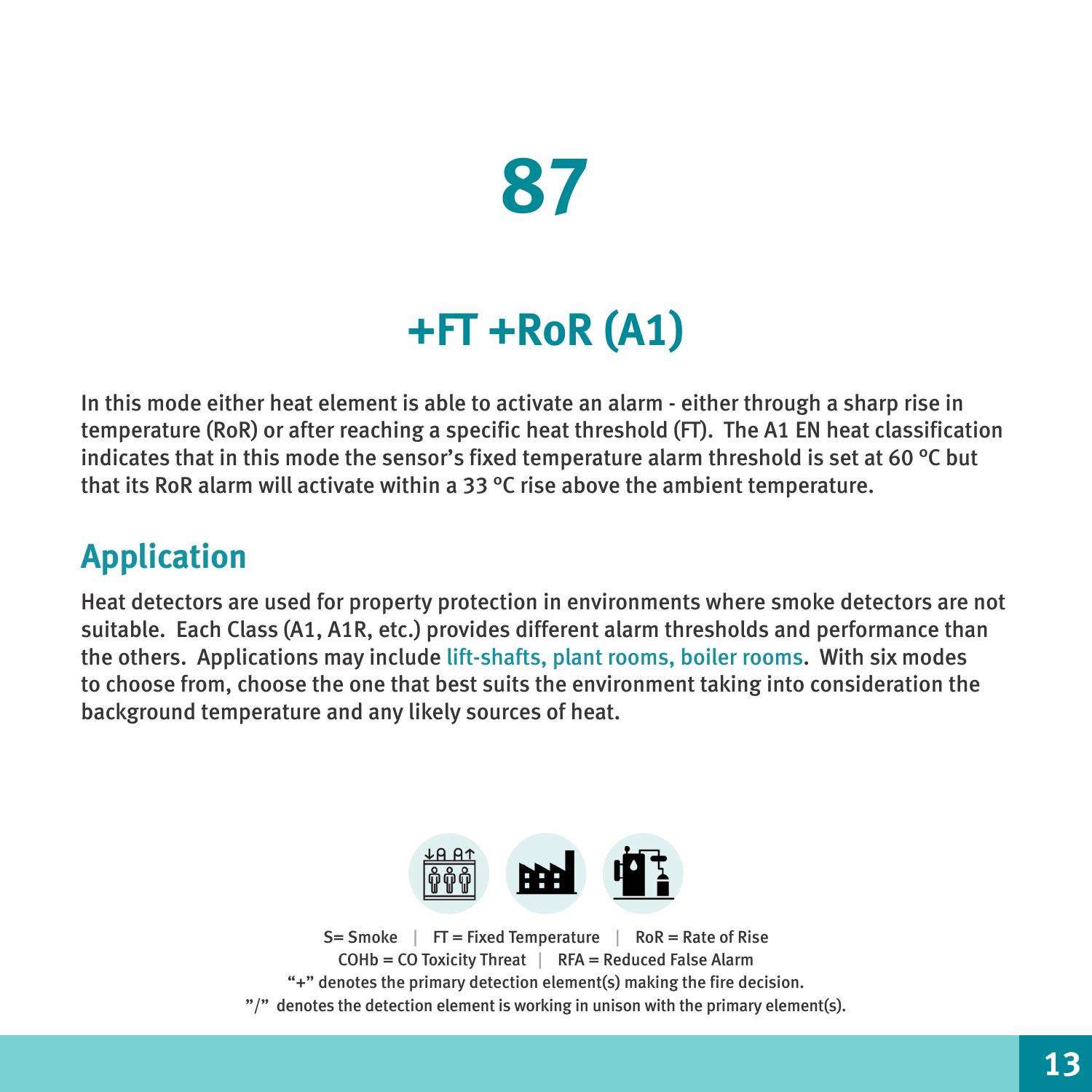# 87

## +FT +RoR (A1)

In this mode either heat element is able to activate an alarm - either through a sharp rise in temperature (RoR) or after reaching a specific heat threshold (FT). The A1 EN heat classification indicates that in this mode the sensor's fixed temperature alarm threshold is set at 60 ºC but that its RoR alarm will activate within a 33 ºC rise above the ambient temperature.

## Application

Heat detectors are used for property protection in environments where smoke detectors are not suitable. Each Class (A1, A1R, etc.) provides different alarm thresholds and performance than the others. Applications may include lift-shafts, plant rooms, boiler rooms. With six modes to choose from, choose the one that best suits the environment taking into consideration the background temperature and any likely sources of heat.

S= Smoke | FT = Fixed Temperature | RoR = Rate of Rise
COHb = CO Toxicity Threat | RFA = Reduced False Alarm
"+" denotes the primary detection element(s) making the fire decision.
"/" denotes the detection element is working in unison with the primary element(s).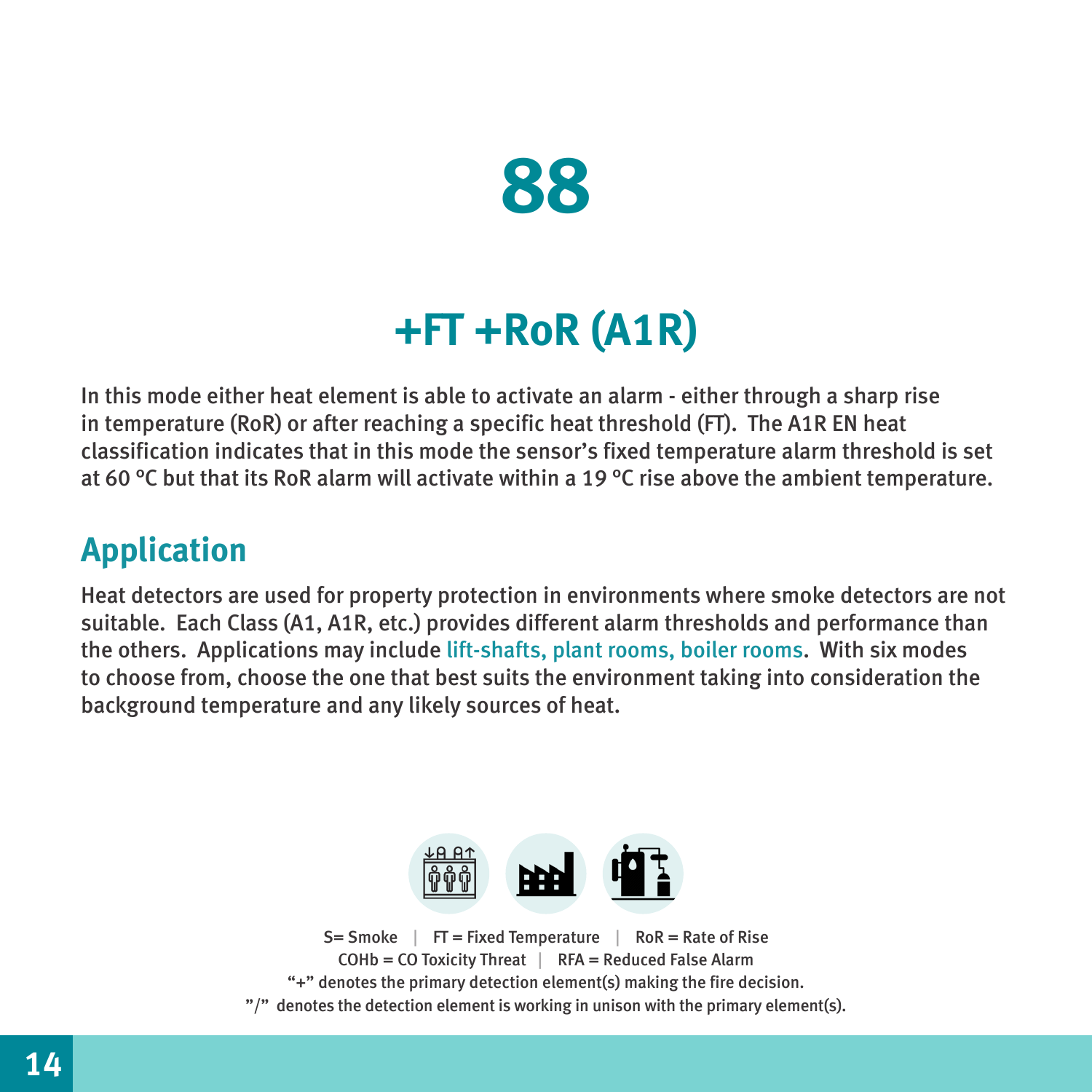# 88

## +FT +RoR (A1R)

In this mode either heat element is able to activate an alarm - either through a sharp rise in temperature (RoR) or after reaching a specific heat threshold (FT). The A1R EN heat classification indicates that in this mode the sensor's fixed temperature alarm threshold is set at 60 °C but that its RoR alarm will activate within a 19 °C rise above the ambient temperature.

## Application

Heat detectors are used for property protection in environments where smoke detectors are not suitable. Each Class (A1, A1R, etc.) provides different alarm thresholds and performance than the others. Applications may include lift-shafts, plant rooms, boiler rooms. With six modes to choose from, choose the one that best suits the environment taking into consideration the background temperature and any likely sources of heat.

S= Smoke | FT = Fixed Temperature | RoR = Rate of Rise
COHb = CO Toxicity Threat | RFA = Reduced False Alarm
"+" denotes the primary detection element(s) making the fire decision.
"/" denotes the detection element is working in unison with the primary element(s).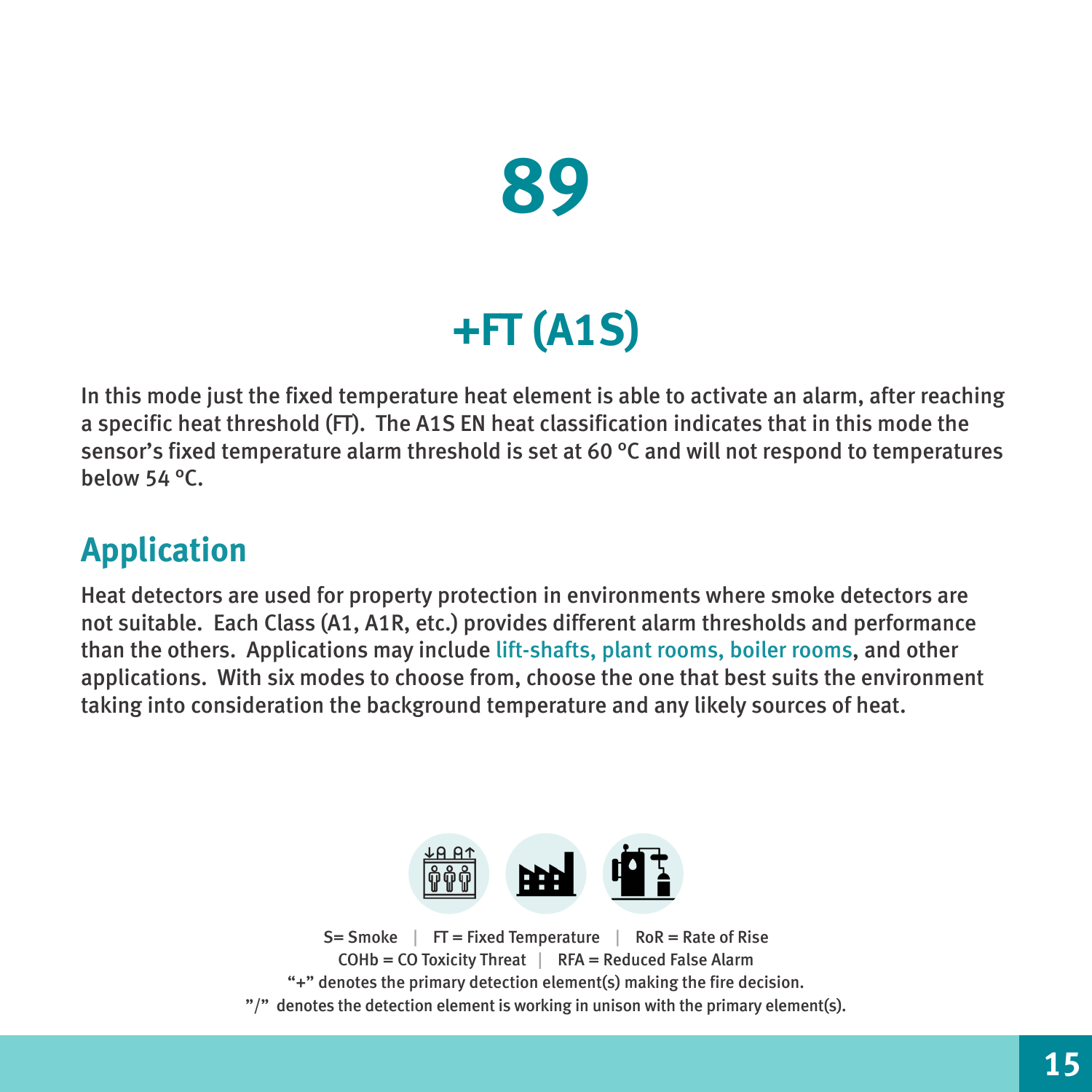# 89

## +FT (A1S)

In this mode just the fixed temperature heat element is able to activate an alarm, after reaching a specific heat threshold (FT). The A1S EN heat classification indicates that in this mode the sensor's fixed temperature alarm threshold is set at 60 °C and will not respond to temperatures below 54 °C.

## Application

Heat detectors are used for property protection in environments where smoke detectors are not suitable. Each Class (A1, A1R, etc.) provides different alarm thresholds and performance than the others. Applications may include lift-shafts, plant rooms, boiler rooms, and other applications. With six modes to choose from, choose the one that best suits the environment taking into consideration the background temperature and any likely sources of heat.

S= Smoke | FT = Fixed Temperature | RoR = Rate of Rise
COHb = CO Toxicity Threat | RFA = Reduced False Alarm
"+" denotes the primary detection element(s) making the fire decision.
"/" denotes the detection element is working in unison with the primary element(s).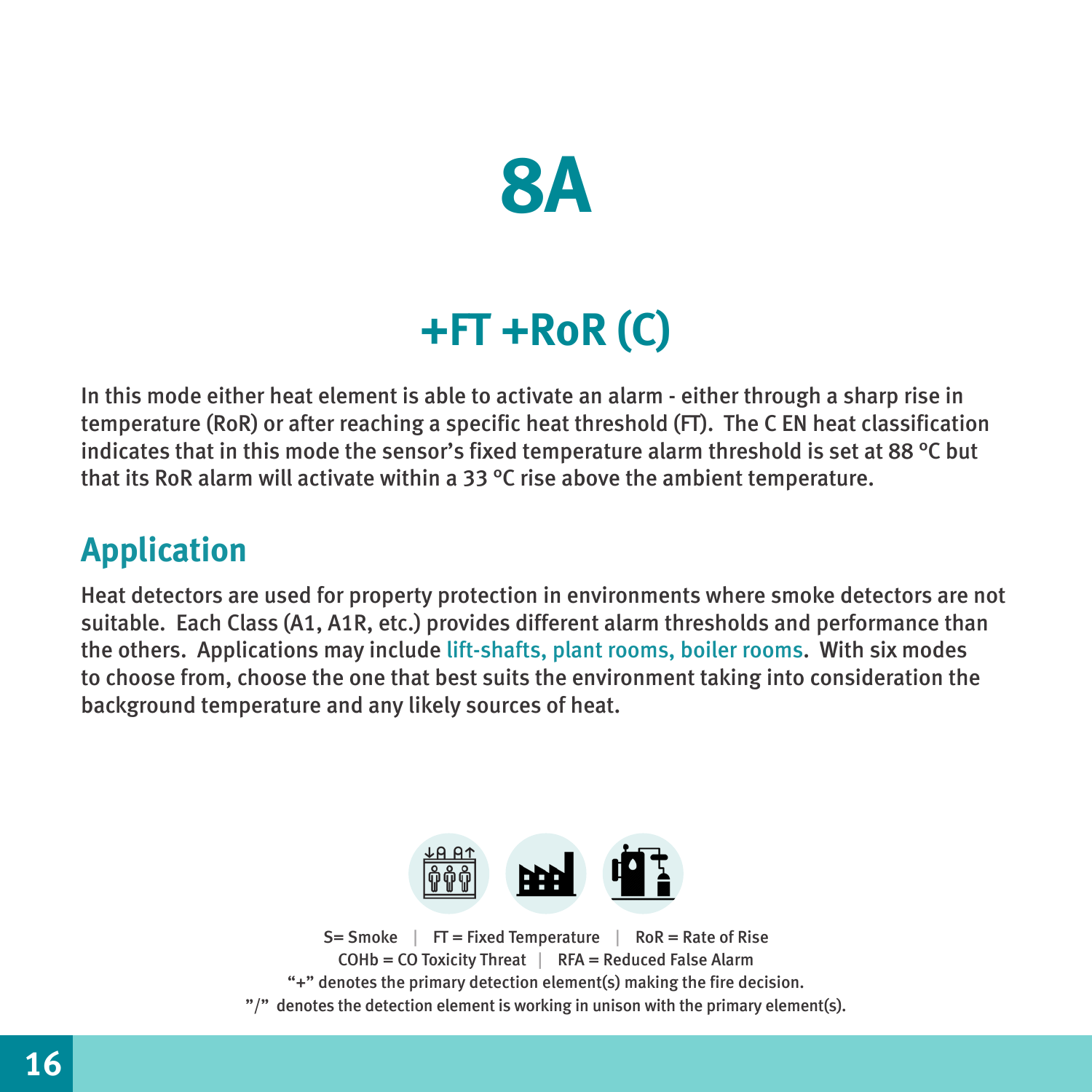# 8A

## +FT +RoR (C)

In this mode either heat element is able to activate an alarm - either through a sharp rise in temperature (RoR) or after reaching a specific heat threshold (FT). The C EN heat classification indicates that in this mode the sensor's fixed temperature alarm threshold is set at 88 °C but that its RoR alarm will activate within a 33 °C rise above the ambient temperature.

## Application

Heat detectors are used for property protection in environments where smoke detectors are not suitable. Each Class (A1, A1R, etc.) provides different alarm thresholds and performance than the others. Applications may include lift-shafts, plant rooms, boiler rooms. With six modes to choose from, choose the one that best suits the environment taking into consideration the background temperature and any likely sources of heat.

S= Smoke | FT = Fixed Temperature | RoR = Rate of Rise
COHb = CO Toxicity Threat | RFA = Reduced False Alarm
"+" denotes the primary detection element(s) making the fire decision.
"/" denotes the detection element is working in unison with the primary element(s).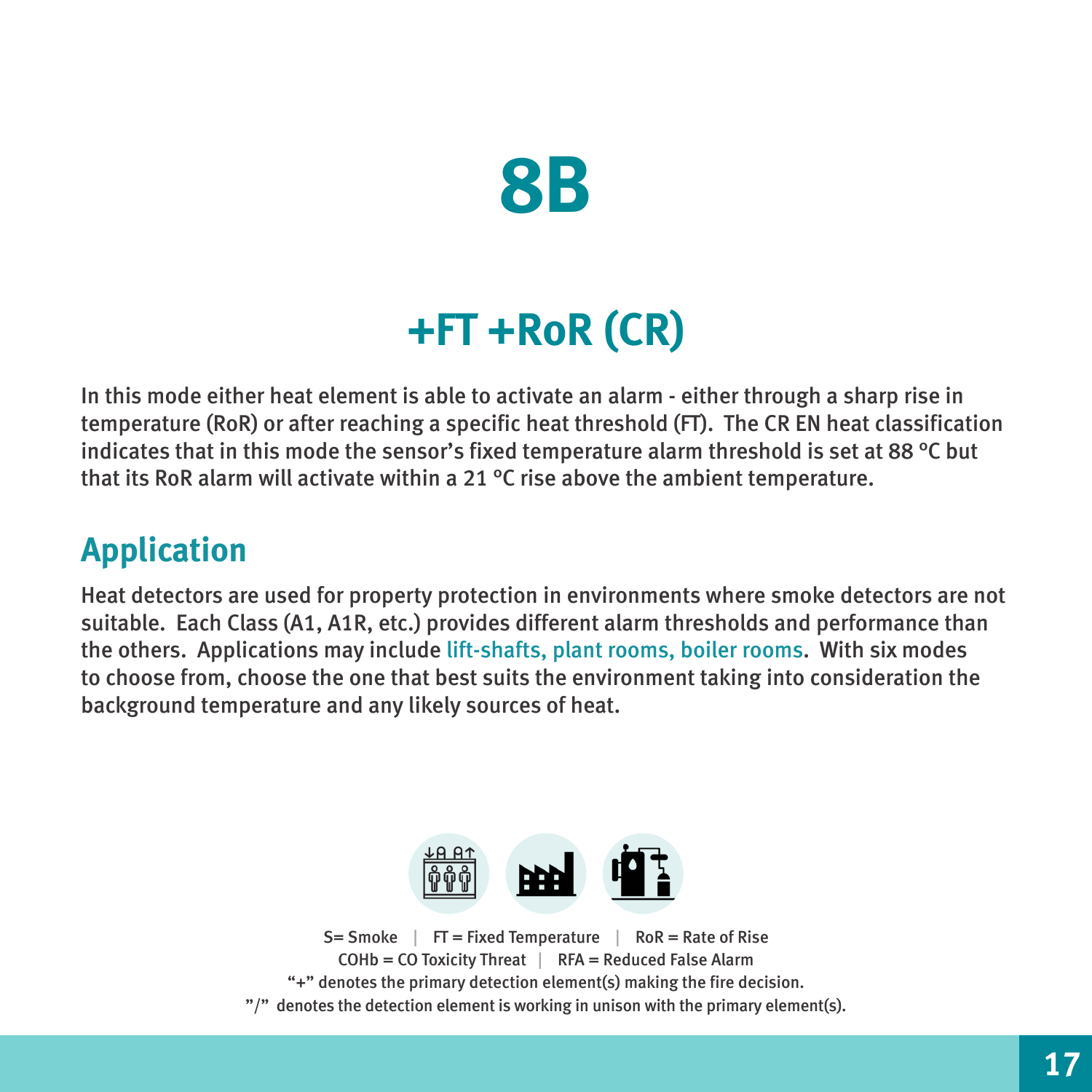# 8B

## +FT +RoR (CR)

In this mode either heat element is able to activate an alarm - either through a sharp rise in temperature (RoR) or after reaching a specific heat threshold (FT). The CR EN heat classification indicates that in this mode the sensor's fixed temperature alarm threshold is set at 88 °C but that its RoR alarm will activate within a 21 °C rise above the ambient temperature.

## Application

Heat detectors are used for property protection in environments where smoke detectors are not suitable. Each Class (A1, A1R, etc.) provides different alarm thresholds and performance than the others. Applications may include lift-shafts, plant rooms, boiler rooms. With six modes to choose from, choose the one that best suits the environment taking into consideration the background temperature and any likely sources of heat.

S= Smoke | FT = Fixed Temperature | RoR = Rate of Rise
COHb = CO Toxicity Threat | RFA = Reduced False Alarm
"+" denotes the primary detection element(s) making the fire decision.
"/" denotes the detection element is working in unison with the primary element(s).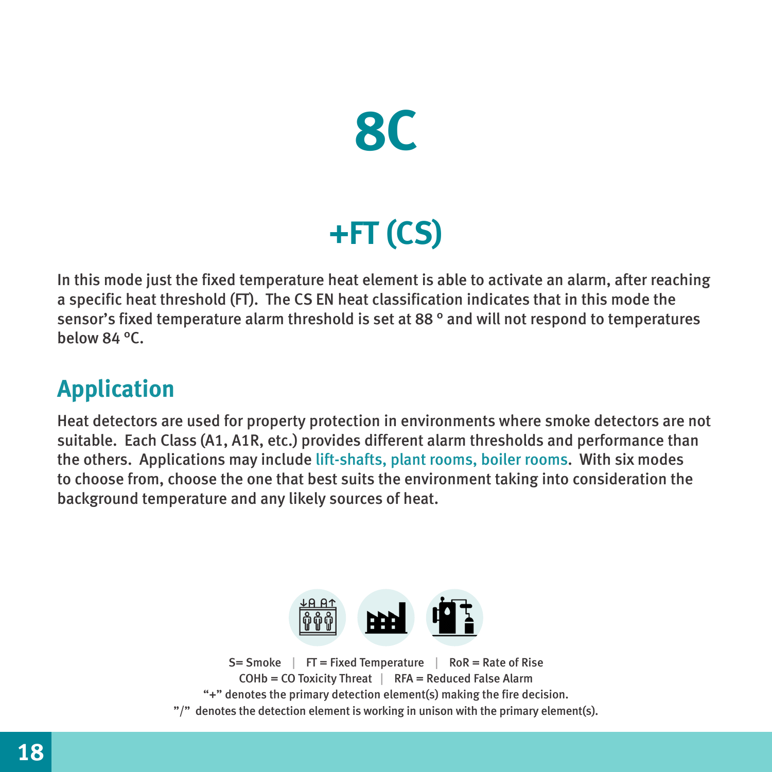# 8C

## +FT (CS)

In this mode just the fixed temperature heat element is able to activate an alarm, after reaching a specific heat threshold (FT). The CS EN heat classification indicates that in this mode the sensor's fixed temperature alarm threshold is set at 88 º and will not respond to temperatures below 84 ºC.

## Application

Heat detectors are used for property protection in environments where smoke detectors are not suitable. Each Class (A1, A1R, etc.) provides different alarm thresholds and performance than the others. Applications may include lift-shafts, plant rooms, boiler rooms. With six modes to choose from, choose the one that best suits the environment taking into consideration the background temperature and any likely sources of heat.

S= Smoke | FT = Fixed Temperature | RoR = Rate of Rise
COHb = CO Toxicity Threat | RFA = Reduced False Alarm
"+" denotes the primary detection element(s) making the fire decision.
"/" denotes the detection element is working in unison with the primary element(s).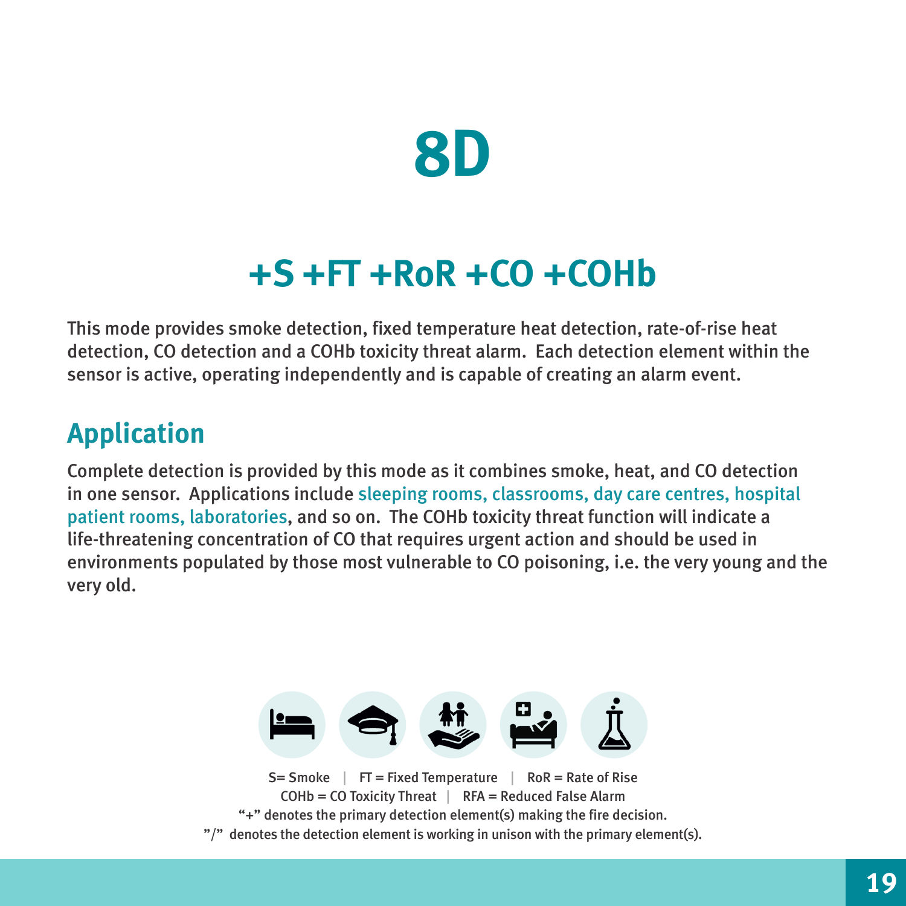# 8D

## +S +FT +RoR +CO +COHb

This mode provides smoke detection, fixed temperature heat detection, rate-of-rise heat detection, CO detection and a COHb toxicity threat alarm. Each detection element within the sensor is active, operating independently and is capable of creating an alarm event.

## Application

Complete detection is provided by this mode as it combines smoke, heat, and CO detection in one sensor. Applications include sleeping rooms, classrooms, day care centres, hospital patient rooms, laboratories, and so on. The COHb toxicity threat function will indicate a life-threatening concentration of CO that requires urgent action and should be used in environments populated by those most vulnerable to CO poisoning, i.e. the very young and the very old.

S= Smoke | FT = Fixed Temperature | RoR = Rate of Rise
COHb = CO Toxicity Threat | RFA = Reduced False Alarm
"+" denotes the primary detection element(s) making the fire decision.
"/" denotes the detection element is working in unison with the primary element(s).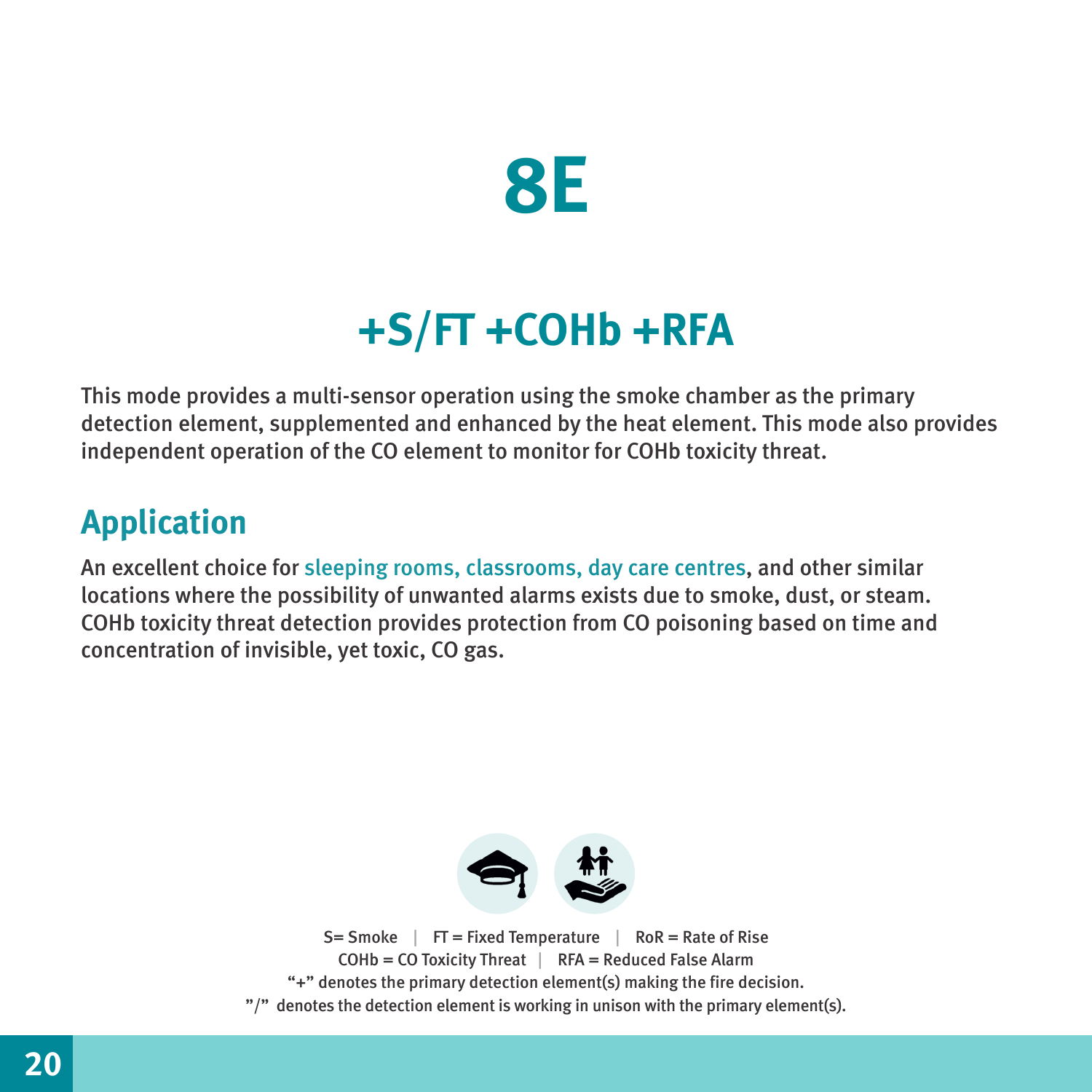# 8E

## +S/FT +COHb +RFA

This mode provides a multi-sensor operation using the smoke chamber as the primary detection element, supplemented and enhanced by the heat element. This mode also provides independent operation of the CO element to monitor for COHb toxicity threat.

## Application

An excellent choice for sleeping rooms, classrooms, day care centres, and other similar locations where the possibility of unwanted alarms exists due to smoke, dust, or steam. COHb toxicity threat detection provides protection from CO poisoning based on time and concentration of invisible, yet toxic, CO gas.

S= Smoke | FT = Fixed Temperature | RoR = Rate of Rise
COHb = CO Toxicity Threat | RFA = Reduced False Alarm
"+" denotes the primary detection element(s) making the fire decision.
"/" denotes the detection element is working in unison with the primary element(s).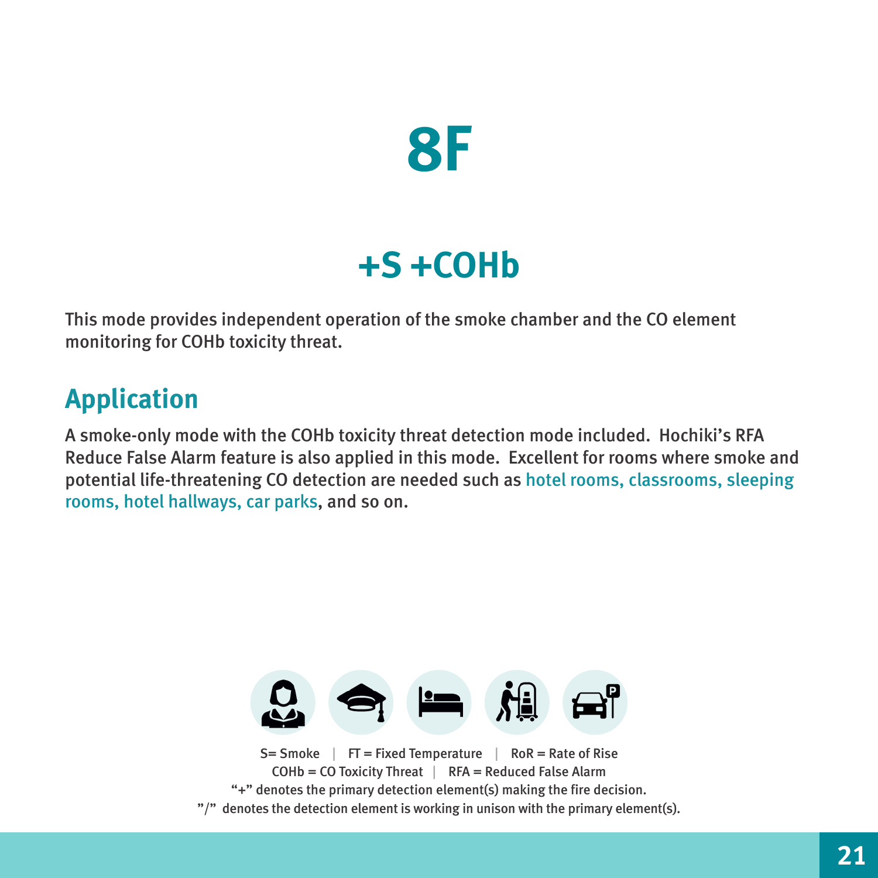# 8F

## +S +COHb

This mode provides independent operation of the smoke chamber and the CO element monitoring for COHb toxicity threat.

## Application

A smoke-only mode with the COHb toxicity threat detection mode included. Hochiki's RFA Reduce False Alarm feature is also applied in this mode. Excellent for rooms where smoke and potential life-threatening CO detection are needed such as hotel rooms, classrooms, sleeping rooms, hotel hallways, car parks, and so on.

S= Smoke | FT = Fixed Temperature | RoR = Rate of Rise
COHb = CO Toxicity Threat | RFA = Reduced False Alarm
"+" denotes the primary detection element(s) making the fire decision.
"/" denotes the detection element is working in unison with the primary element(s).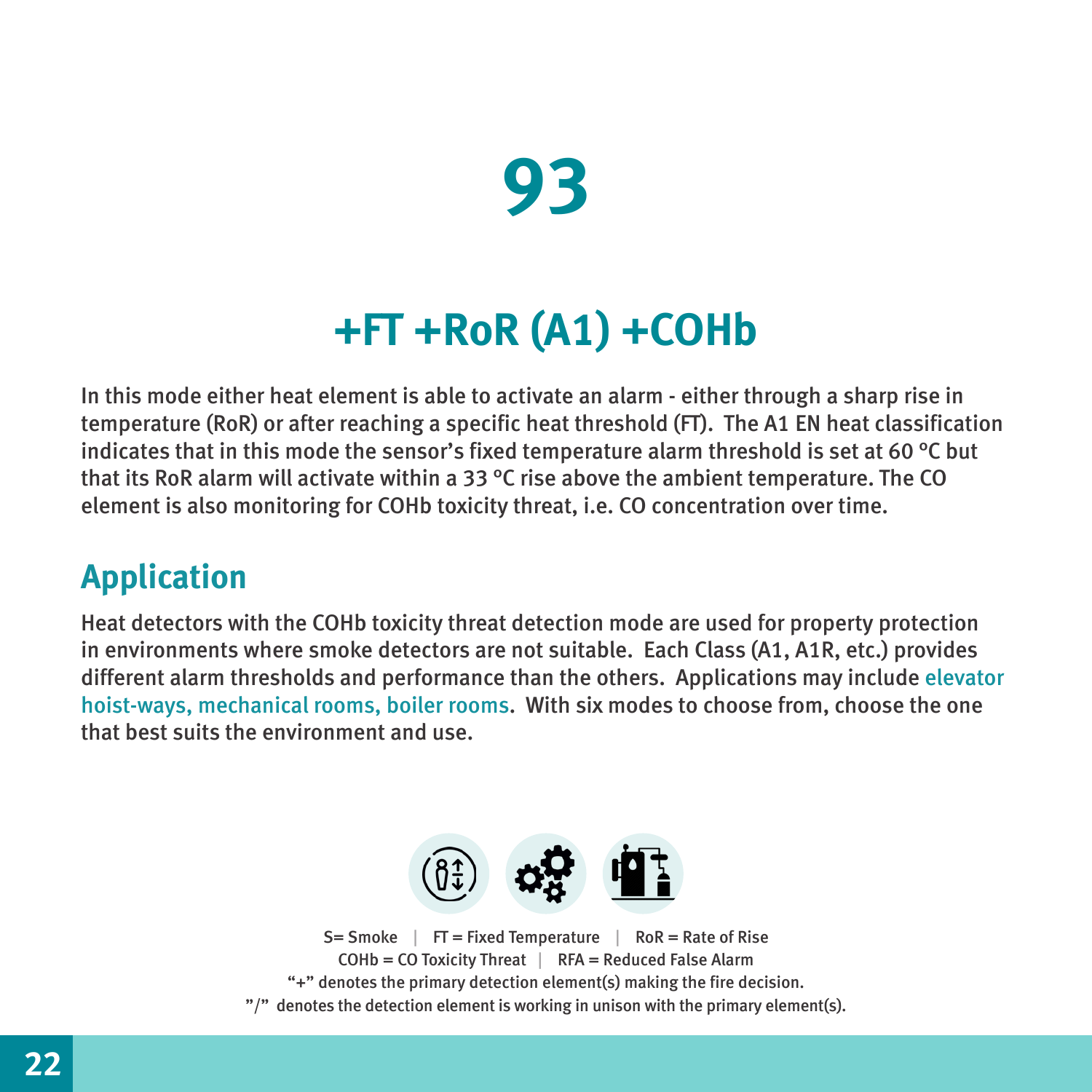# 93

## +FT +RoR (A1) +COHb

In this mode either heat element is able to activate an alarm - either through a sharp rise in temperature (RoR) or after reaching a specific heat threshold (FT). The A1 EN heat classification indicates that in this mode the sensor's fixed temperature alarm threshold is set at 60 ºC but that its RoR alarm will activate within a 33 ºC rise above the ambient temperature. The CO element is also monitoring for COHb toxicity threat, i.e. CO concentration over time.

## Application

Heat detectors with the COHb toxicity threat detection mode are used for property protection in environments where smoke detectors are not suitable. Each Class (A1, A1R, etc.) provides different alarm thresholds and performance than the others. Applications may include elevator hoist-ways, mechanical rooms, boiler rooms. With six modes to choose from, choose the one that best suits the environment and use.

S= Smoke | FT = Fixed Temperature | RoR = Rate of Rise
COHb = CO Toxicity Threat | RFA = Reduced False Alarm
"+" denotes the primary detection element(s) making the fire decision.
"/" denotes the detection element is working in unison with the primary element(s).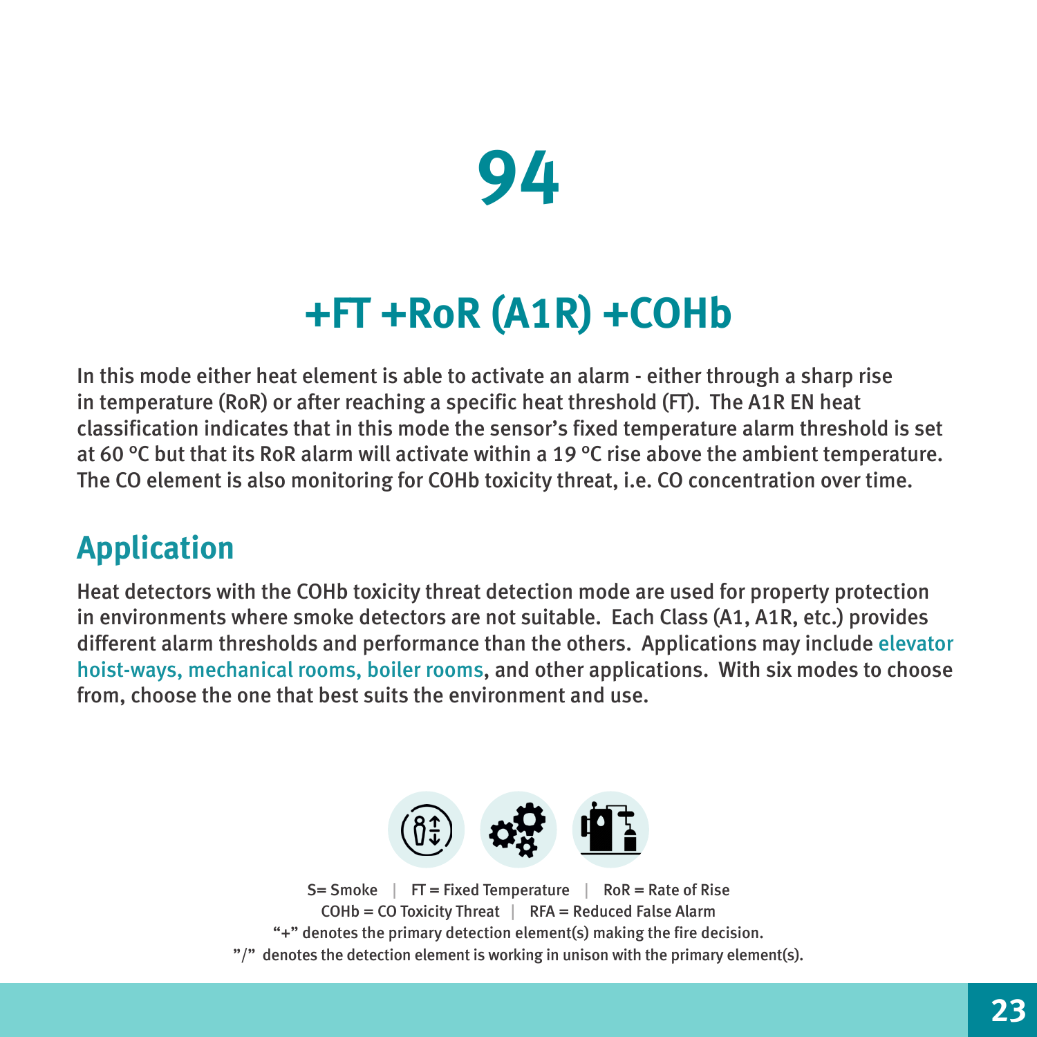# 94

## +FT +RoR (A1R) +COHb

In this mode either heat element is able to activate an alarm - either through a sharp rise in temperature (RoR) or after reaching a specific heat threshold (FT). The A1R EN heat classification indicates that in this mode the sensor's fixed temperature alarm threshold is set at 60 ºC but that its RoR alarm will activate within a 19 ºC rise above the ambient temperature. The CO element is also monitoring for COHb toxicity threat, i.e. CO concentration over time.

## Application

Heat detectors with the COHb toxicity threat detection mode are used for property protection in environments where smoke detectors are not suitable. Each Class (A1, A1R, etc.) provides different alarm thresholds and performance than the others. Applications may include elevator hoist-ways, mechanical rooms, boiler rooms, and other applications. With six modes to choose from, choose the one that best suits the environment and use.

S= Smoke | FT = Fixed Temperature | RoR = Rate of Rise
COHb = CO Toxicity Threat | RFA = Reduced False Alarm
"+" denotes the primary detection element(s) making the fire decision.
"/" denotes the detection element is working in unison with the primary element(s).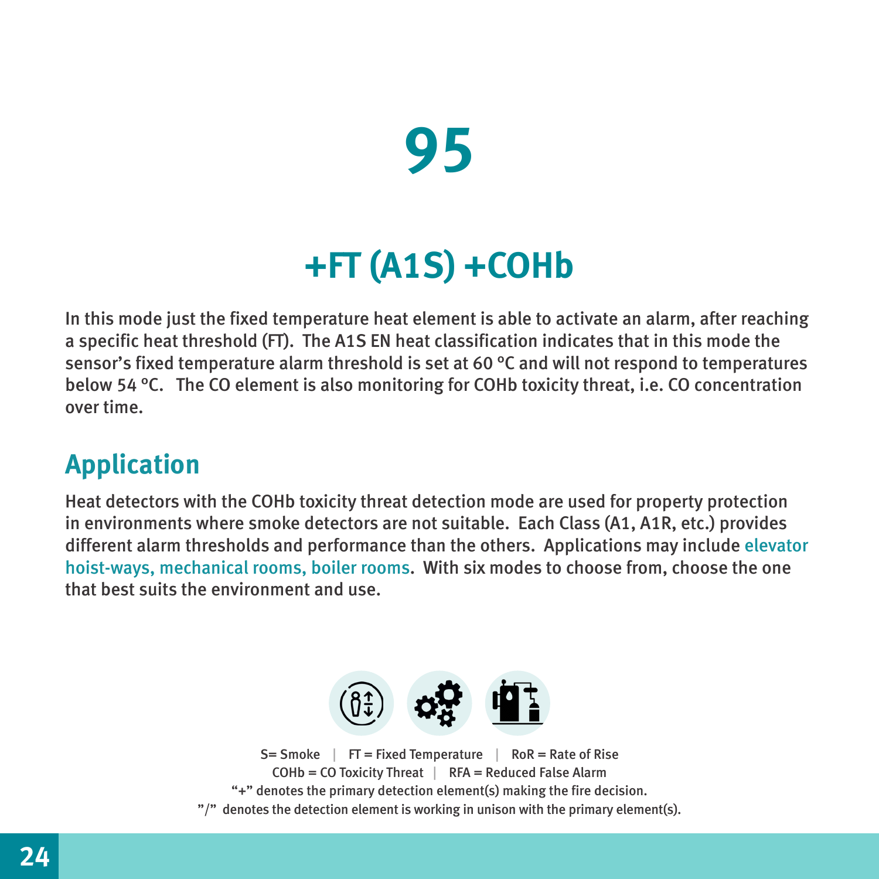# 95

## +FT (A1S) +COHb

In this mode just the fixed temperature heat element is able to activate an alarm, after reaching a specific heat threshold (FT). The A1S EN heat classification indicates that in this mode the sensor's fixed temperature alarm threshold is set at 60 °C and will not respond to temperatures below 54 °C. The CO element is also monitoring for COHb toxicity threat, i.e. CO concentration over time.

## Application

Heat detectors with the COHb toxicity threat detection mode are used for property protection in environments where smoke detectors are not suitable. Each Class (A1, A1R, etc.) provides different alarm thresholds and performance than the others. Applications may include elevator hoist-ways, mechanical rooms, boiler rooms. With six modes to choose from, choose the one that best suits the environment and use.

S= Smoke | FT = Fixed Temperature | RoR = Rate of Rise
COHb = CO Toxicity Threat | RFA = Reduced False Alarm
"+" denotes the primary detection element(s) making the fire decision.
"/" denotes the detection element is working in unison with the primary element(s).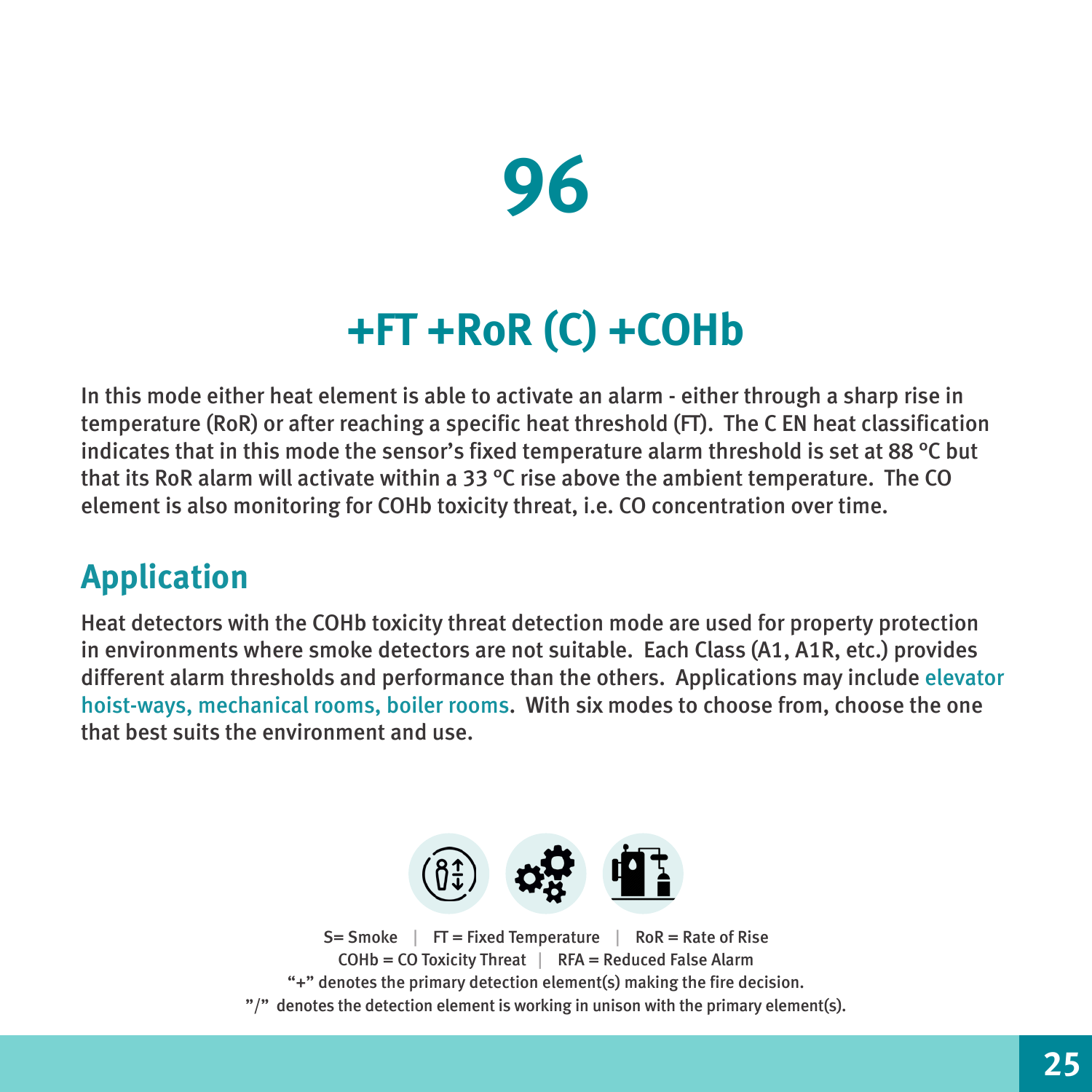# 96

## +FT +RoR (C) +COHb

In this mode either heat element is able to activate an alarm - either through a sharp rise in temperature (RoR) or after reaching a specific heat threshold (FT). The C EN heat classification indicates that in this mode the sensor's fixed temperature alarm threshold is set at 88 ºC but that its RoR alarm will activate within a 33 ºC rise above the ambient temperature. The CO element is also monitoring for COHb toxicity threat, i.e. CO concentration over time.

## Application

Heat detectors with the COHb toxicity threat detection mode are used for property protection in environments where smoke detectors are not suitable. Each Class (A1, A1R, etc.) provides different alarm thresholds and performance than the others. Applications may include elevator hoist-ways, mechanical rooms, boiler rooms. With six modes to choose from, choose the one that best suits the environment and use.

S= Smoke | FT = Fixed Temperature | RoR = Rate of Rise
COHb = CO Toxicity Threat | RFA = Reduced False Alarm
"+" denotes the primary detection element(s) making the fire decision.
"/" denotes the detection element is working in unison with the primary element(s).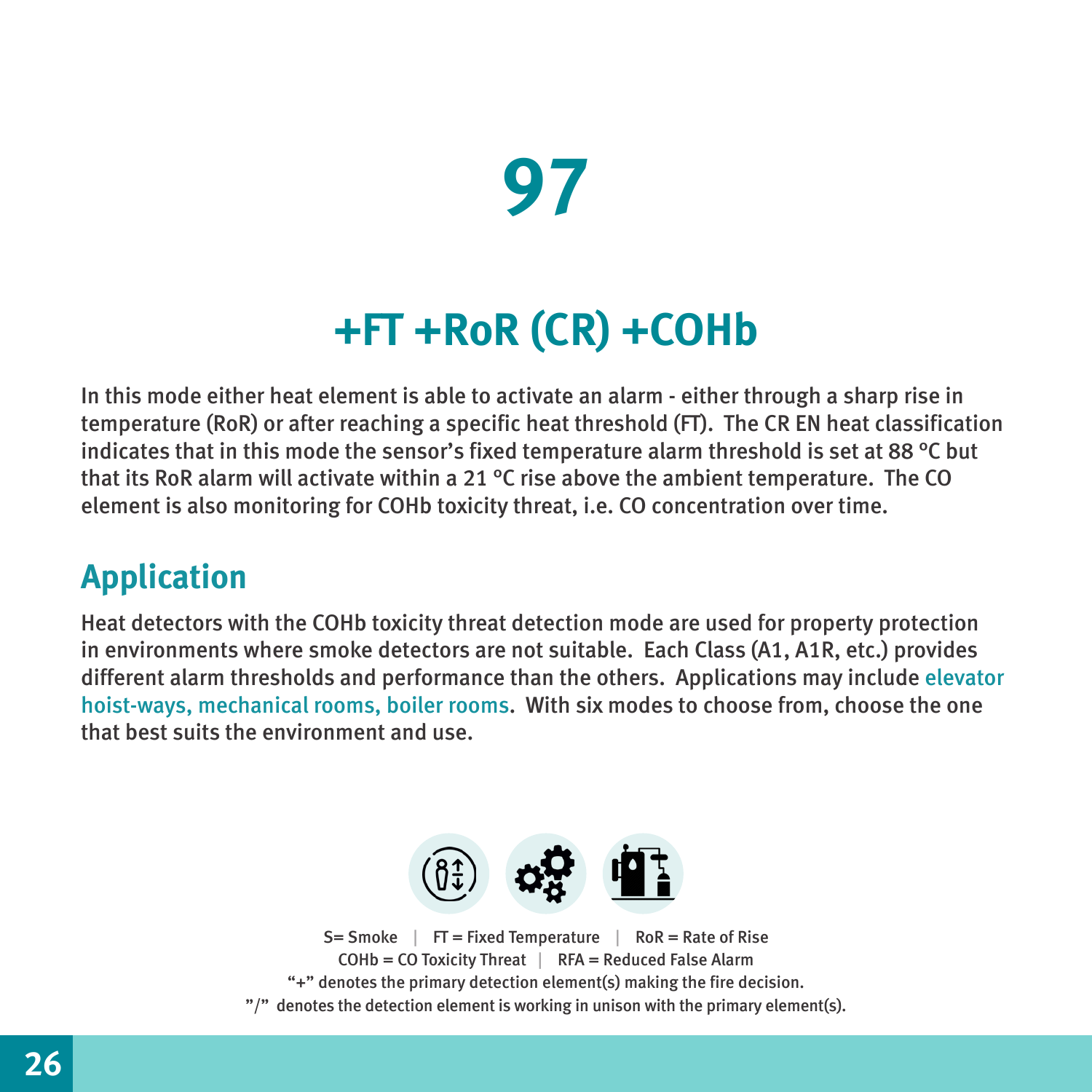# 97

## +FT +RoR (CR) +COHb

In this mode either heat element is able to activate an alarm - either through a sharp rise in temperature (RoR) or after reaching a specific heat threshold (FT). The CR EN heat classification indicates that in this mode the sensor's fixed temperature alarm threshold is set at 88 °C but that its RoR alarm will activate within a 21 °C rise above the ambient temperature. The CO element is also monitoring for COHb toxicity threat, i.e. CO concentration over time.

## Application

Heat detectors with the COHb toxicity threat detection mode are used for property protection in environments where smoke detectors are not suitable. Each Class (A1, A1R, etc.) provides different alarm thresholds and performance than the others. Applications may include elevator hoist-ways, mechanical rooms, boiler rooms. With six modes to choose from, choose the one that best suits the environment and use.

S= Smoke | FT = Fixed Temperature | RoR = Rate of Rise
COHb = CO Toxicity Threat | RFA = Reduced False Alarm
"+" denotes the primary detection element(s) making the fire decision.
"/" denotes the detection element is working in unison with the primary element(s).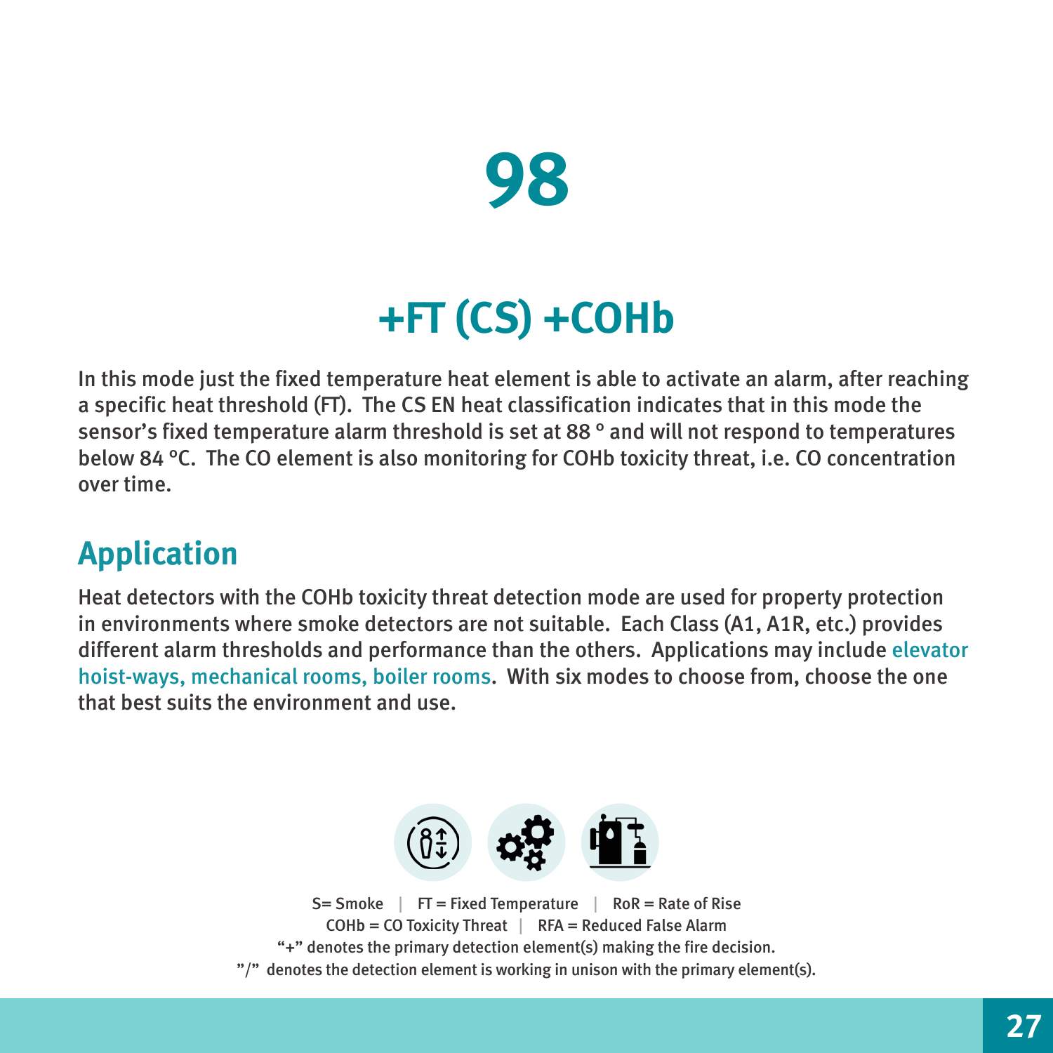# 98

## +FT (CS) +COHb

In this mode just the fixed temperature heat element is able to activate an alarm, after reaching a specific heat threshold (FT). The CS EN heat classification indicates that in this mode the sensor's fixed temperature alarm threshold is set at 88 ° and will not respond to temperatures below 84 °C. The CO element is also monitoring for COHb toxicity threat, i.e. CO concentration over time.

## Application

Heat detectors with the COHb toxicity threat detection mode are used for property protection in environments where smoke detectors are not suitable. Each Class (A1, A1R, etc.) provides different alarm thresholds and performance than the others. Applications may include elevator hoist-ways, mechanical rooms, boiler rooms. With six modes to choose from, choose the one that best suits the environment and use.

S= Smoke | FT = Fixed Temperature | RoR = Rate of Rise
COHb = CO Toxicity Threat | RFA = Reduced False Alarm
"+" denotes the primary detection element(s) making the fire decision.
"/" denotes the detection element is working in unison with the primary element(s).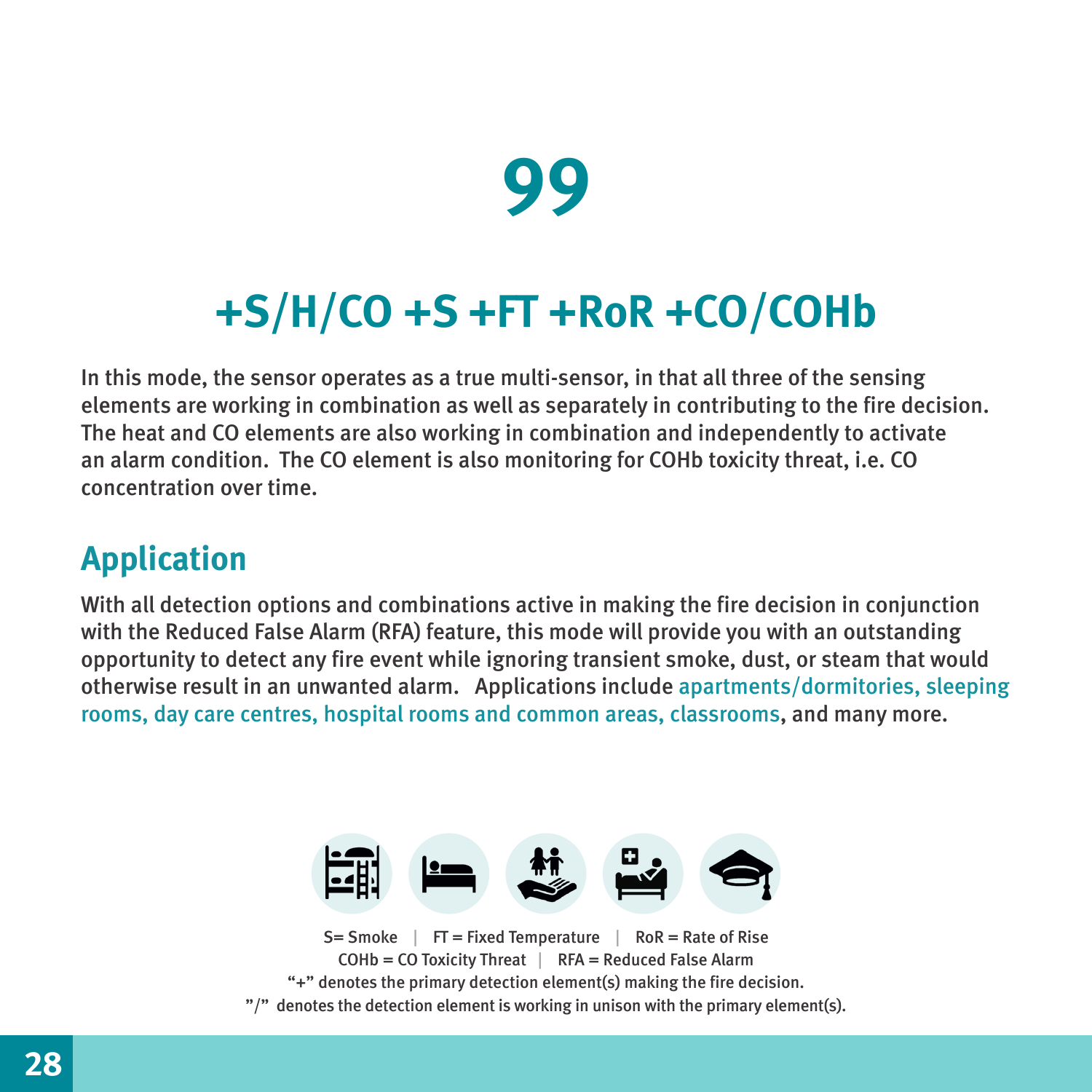# 99

## +S/H/CO +S +FT +RoR +CO/COHb

In this mode, the sensor operates as a true multi-sensor, in that all three of the sensing elements are working in combination as well as separately in contributing to the fire decision. The heat and CO elements are also working in combination and independently to activate an alarm condition. The CO element is also monitoring for COHb toxicity threat, i.e. CO concentration over time.

## Application

With all detection options and combinations active in making the fire decision in conjunction with the Reduced False Alarm (RFA) feature, this mode will provide you with an outstanding opportunity to detect any fire event while ignoring transient smoke, dust, or steam that would otherwise result in an unwanted alarm. Applications include apartments/dormitories, sleeping rooms, day care centres, hospital rooms and common areas, classrooms, and many more.

S= Smoke | FT = Fixed Temperature | RoR = Rate of Rise
COHb = CO Toxicity Threat | RFA = Reduced False Alarm
"+" denotes the primary detection element(s) making the fire decision.
"/" denotes the detection element is working in unison with the primary element(s).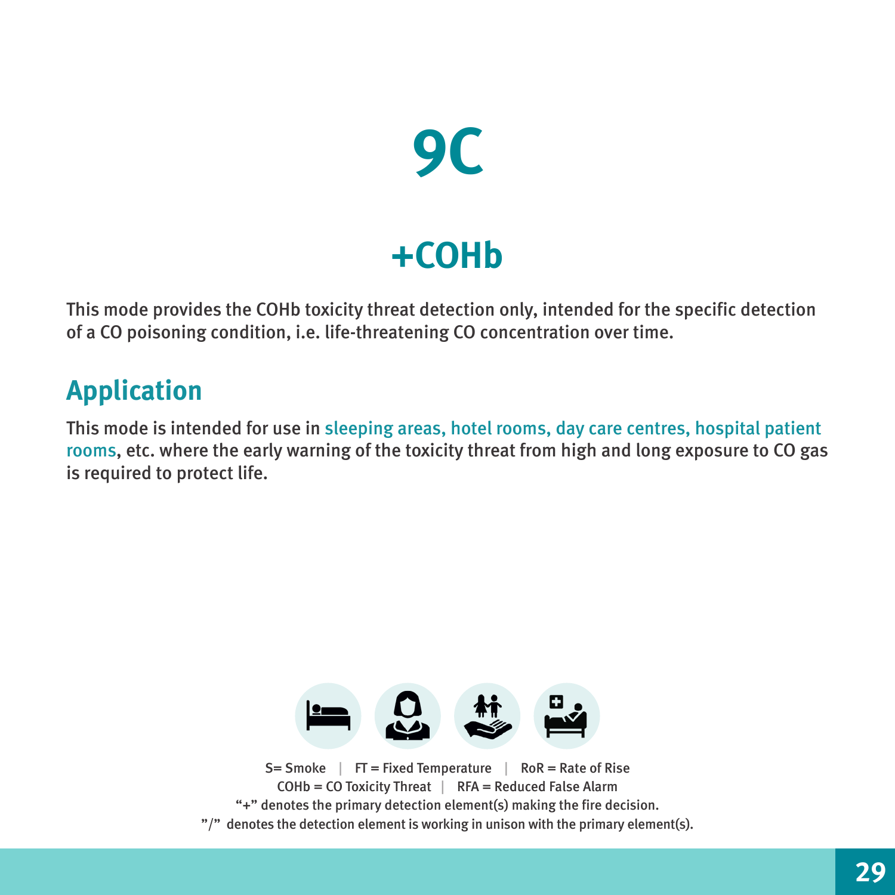# 9C

## +COHb

This mode provides the COHb toxicity threat detection only, intended for the specific detection of a CO poisoning condition, i.e. life-threatening CO concentration over time.

## Application

This mode is intended for use in sleeping areas, hotel rooms, day care centres, hospital patient rooms, etc. where the early warning of the toxicity threat from high and long exposure to CO gas is required to protect life.

S= Smoke | FT = Fixed Temperature | RoR = Rate of Rise
COHb = CO Toxicity Threat | RFA = Reduced False Alarm
"+" denotes the primary detection element(s) making the fire decision.
"/" denotes the detection element is working in unison with the primary element(s).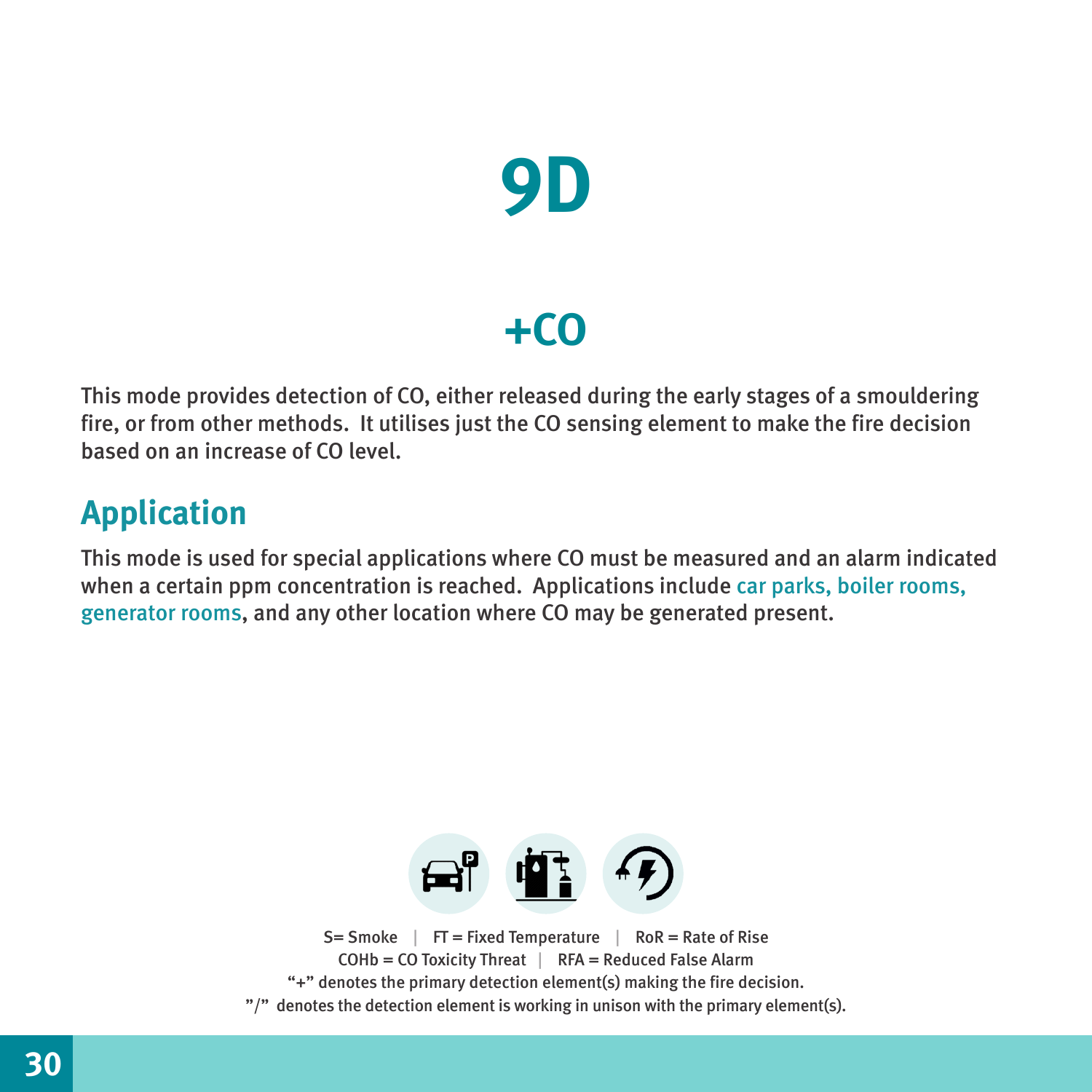# 9D

## +CO

This mode provides detection of CO, either released during the early stages of a smouldering fire, or from other methods. It utilises just the CO sensing element to make the fire decision based on an increase of CO level.

## Application

This mode is used for special applications where CO must be measured and an alarm indicated when a certain ppm concentration is reached. Applications include car parks, boiler rooms, generator rooms, and any other location where CO may be generated present.

S= Smoke | FT = Fixed Temperature | RoR = Rate of Rise
COHb = CO Toxicity Threat | RFA = Reduced False Alarm
"+" denotes the primary detection element(s) making the fire decision.
"/" denotes the detection element is working in unison with the primary element(s).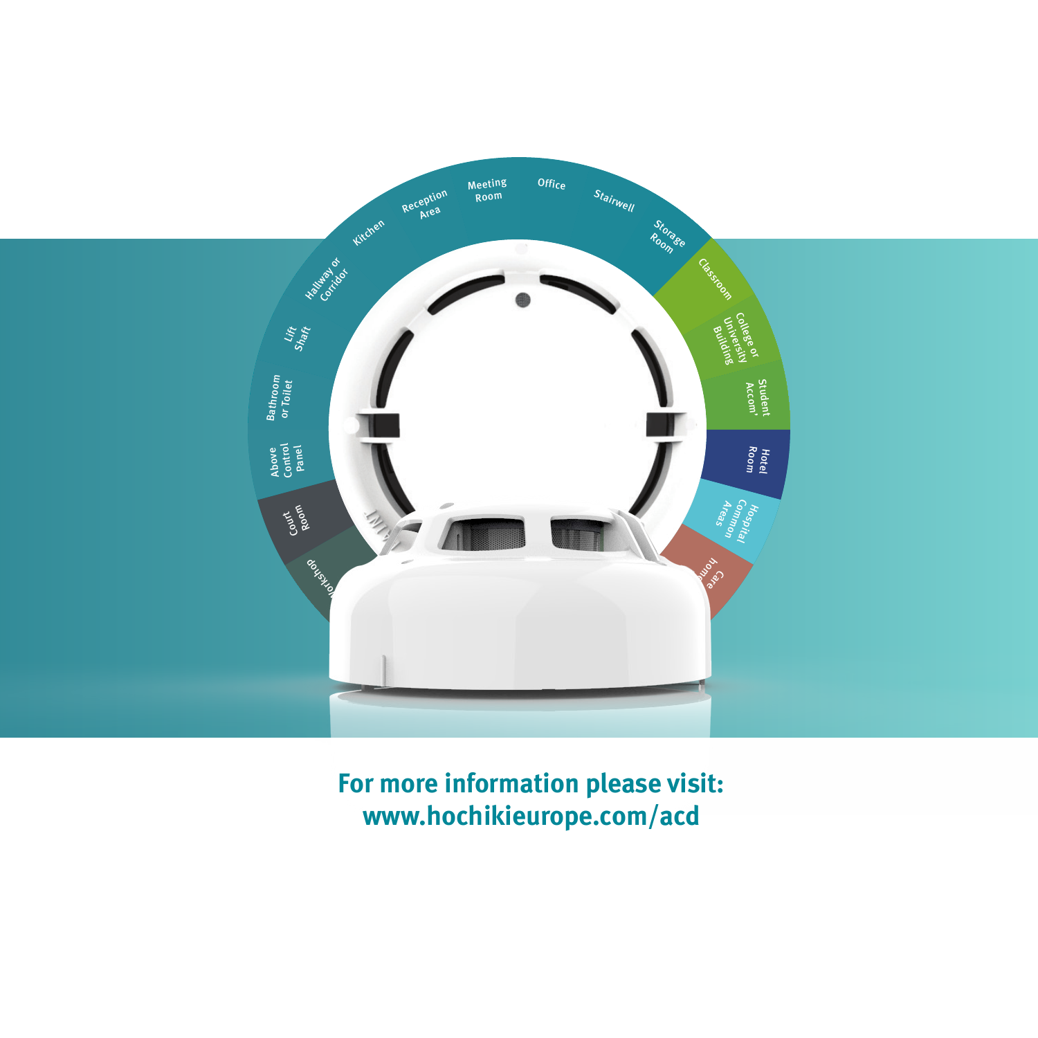Meeting Room

Office

Stairwell

Storage Room

Reception Area

Kitchen

Hallway or Corridor

Lift Shaft

Bathroom or Toilet

Above Control Panel

Court Room

Workshop

Classroom

College or University Building

Student Accom'

Hotel Room

Hospital Common Areas

Care home

**For more information please visit:**
**www.hochikieurope.com/acd**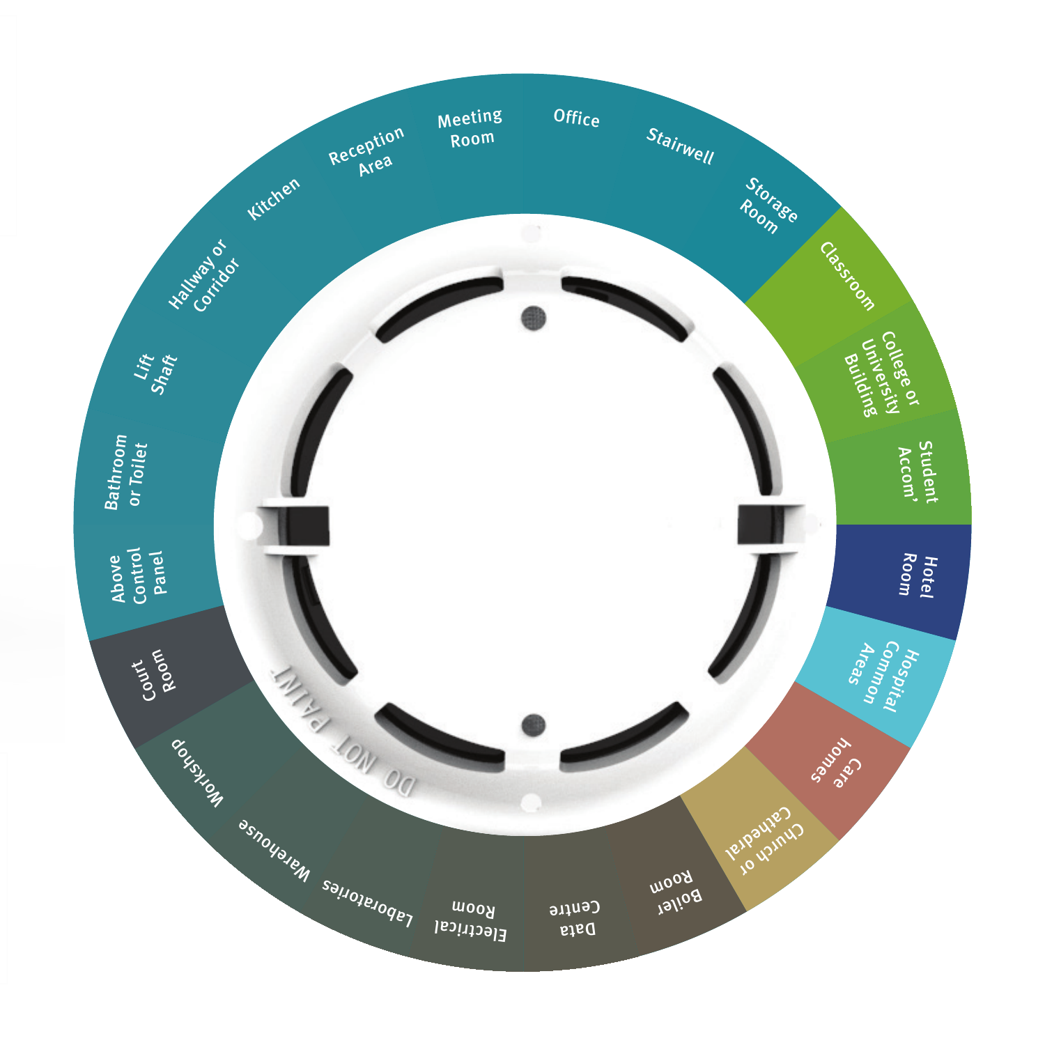Meeting Room

Office

Stairwell

Storage Room

Reception Area

Kitchen

Hallway or Corridor

Lift Shaft

Bathroom or Toilet

Above Control Panel

Classroom

College or University Building

Student Accom'

Hotel Room

Hospital Common Areas

Care homes

Church or Cathedral

Boiler Room

Data Centre

Electrical Room

Laboratories

Warehouse

Workshop

Court Room

DO NOT PAINT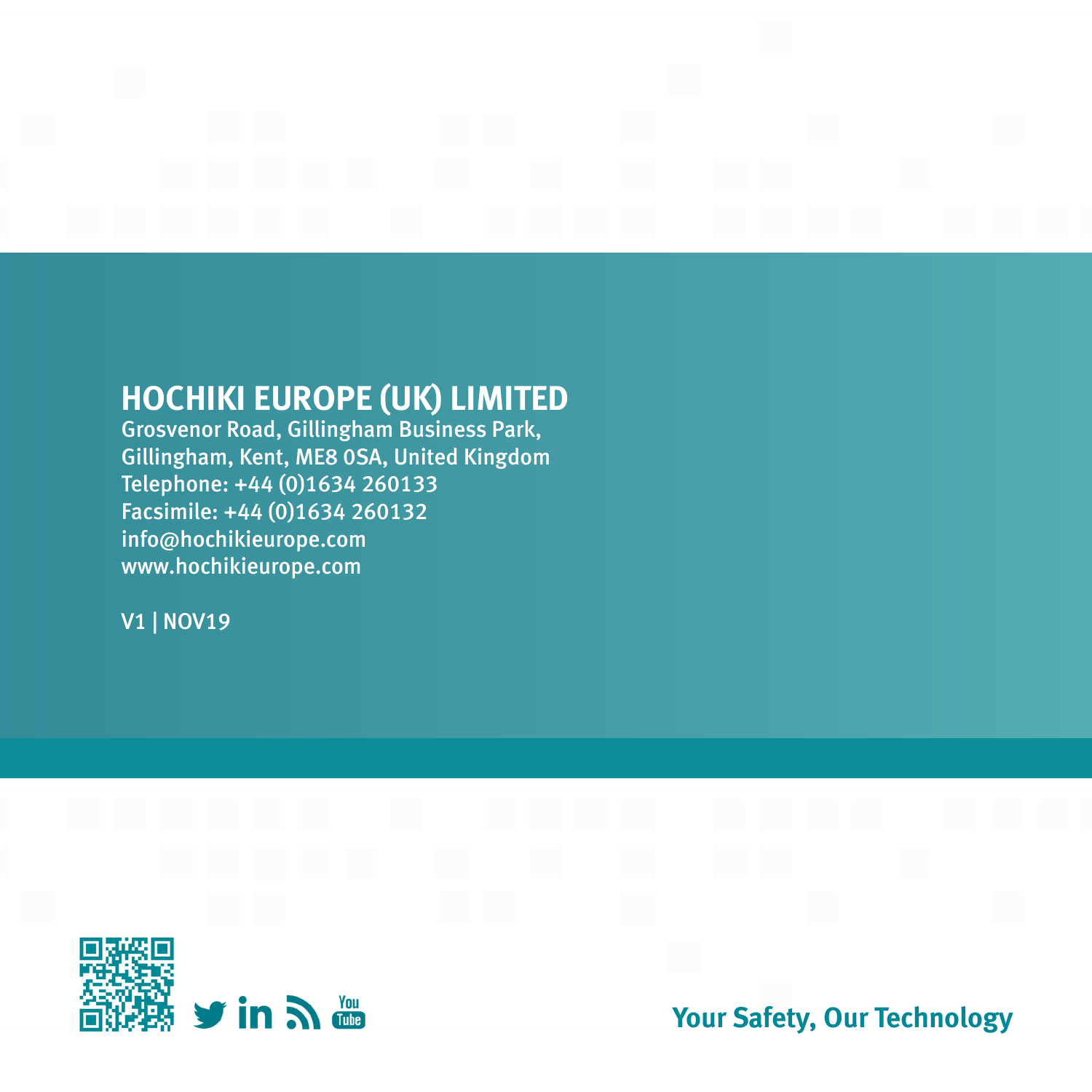## HOCHIKI EUROPE (UK) LIMITED

Grosvenor Road, Gillingham Business Park,
Gillingham, Kent, ME8 0SA, United Kingdom
Telephone: +44 (0)1634 260133
Facsimile: +44 (0)1634 260132
info@hochikieurope.com
www.hochikieurope.com

V1 | NOV19

**Your Safety, Our Technology**